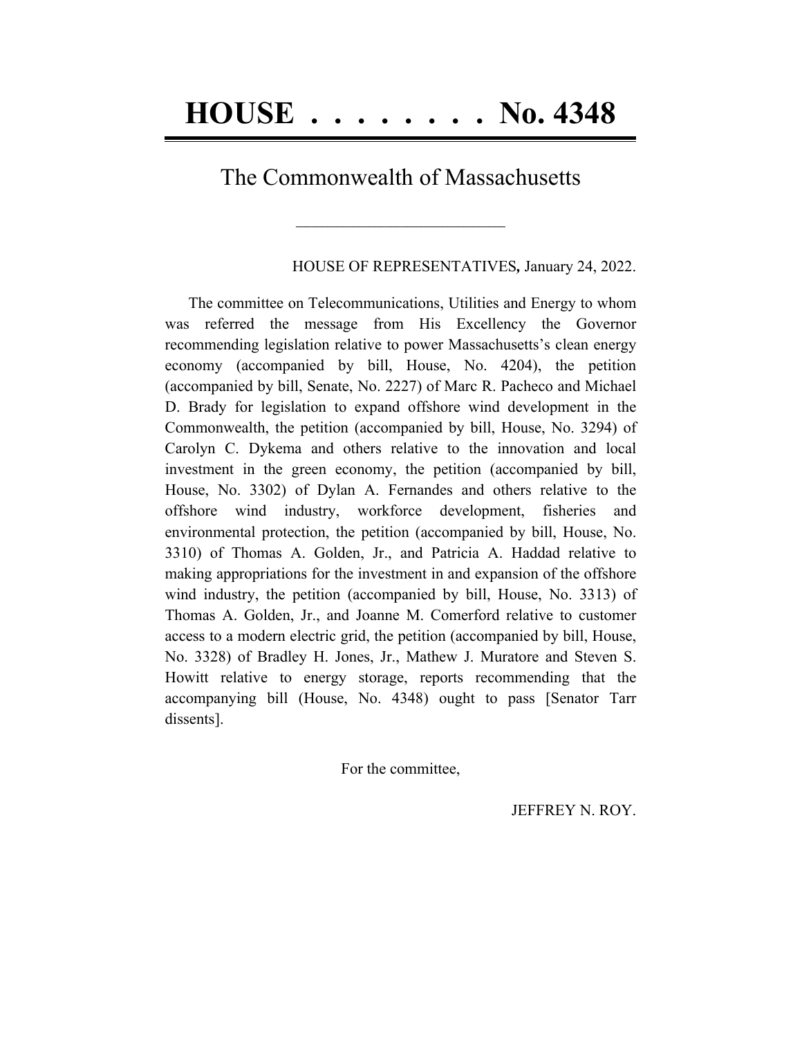# HOUSE . . . . . . . . No. 4348

## The Commonwealth of Massachusetts

HOUSE OF REPRESENTATIVES*,* January 24, 2022.

The committee on Telecommunications, Utilities and Energy to whom was referred the message from His Excellency the Governor recommending legislation relative to power Massachusetts's clean energy economy (accompanied by bill, House, No. 4204), the petition (accompanied by bill, Senate, No. 2227) of Marc R. Pacheco and Michael D. Brady for legislation to expand offshore wind development in the Commonwealth, the petition (accompanied by bill, House, No. 3294) of Carolyn C. Dykema and others relative to the innovation and local investment in the green economy, the petition (accompanied by bill, House, No. 3302) of Dylan A. Fernandes and others relative to the offshore wind industry, workforce development, fisheries and environmental protection, the petition (accompanied by bill, House, No. 3310) of Thomas A. Golden, Jr., and Patricia A. Haddad relative to making appropriations for the investment in and expansion of the offshore wind industry, the petition (accompanied by bill, House, No. 3313) of Thomas A. Golden, Jr., and Joanne M. Comerford relative to customer access to a modern electric grid, the petition (accompanied by bill, House, No. 3328) of Bradley H. Jones, Jr., Mathew J. Muratore and Steven S. Howitt relative to energy storage, reports recommending that the accompanying bill (House, No. 4348) ought to pass [Senator Tarr dissents].

For the committee,

JEFFREY N. ROY.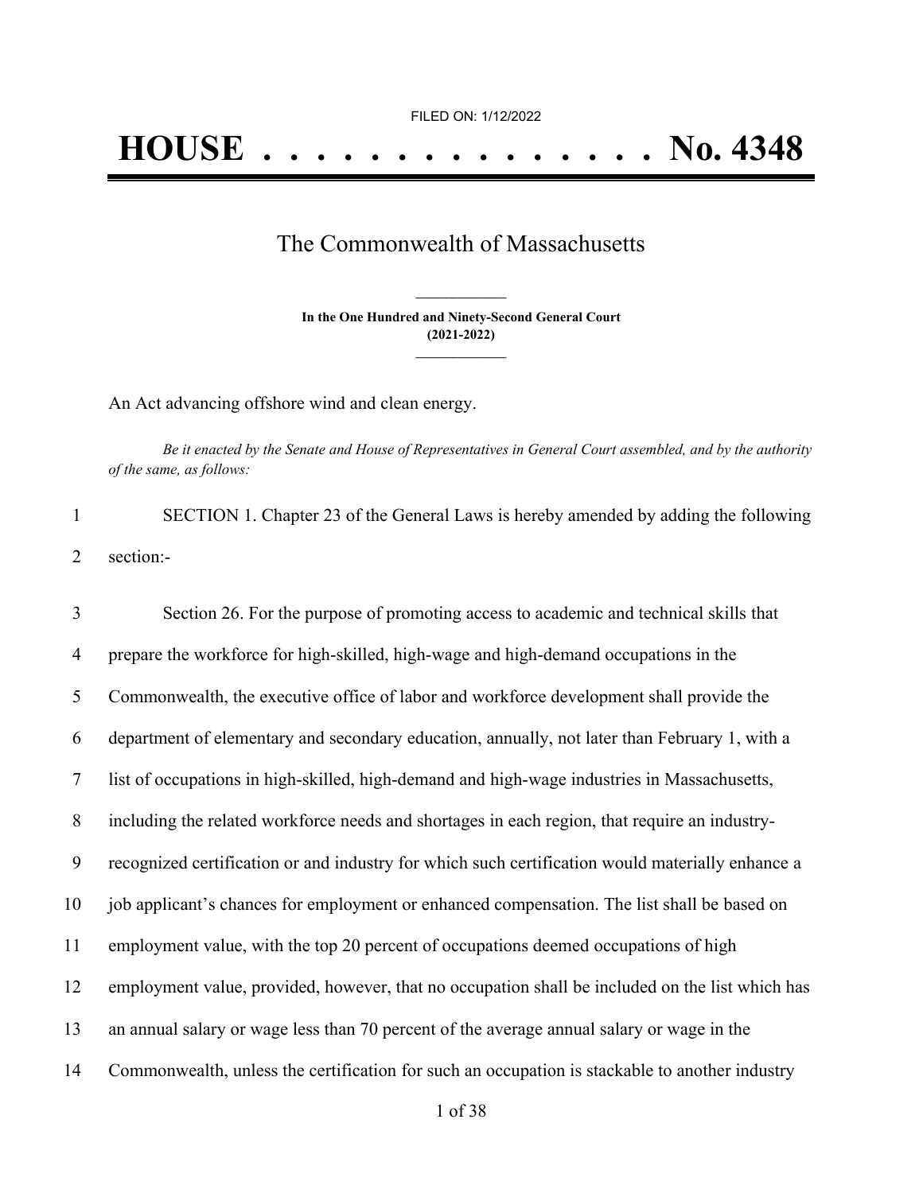FILED ON: 1/12/2022

# HOUSE . . . . . . . . . . . . . . . No. 4348

## The Commonwealth of Massachusetts

**In the One Hundred and Ninety-Second General Court (2021-2022)**

An Act advancing offshore wind and clean energy.

*Be it enacted by the Senate and House of Representatives in General Court assembled, and by the authority of the same, as follows:*

1 SECTION 1. Chapter 23 of the General Laws is hereby amended by adding the following
2 section:-

3 Section 26. For the purpose of promoting access to academic and technical skills that
4 prepare the workforce for high-skilled, high-wage and high-demand occupations in the
5 Commonwealth, the executive office of labor and workforce development shall provide the
6 department of elementary and secondary education, annually, not later than February 1, with a
7 list of occupations in high-skilled, high-demand and high-wage industries in Massachusetts,
8 including the related workforce needs and shortages in each region, that require an industry-
9 recognized certification or and industry for which such certification would materially enhance a
10 job applicant's chances for employment or enhanced compensation. The list shall be based on
11 employment value, with the top 20 percent of occupations deemed occupations of high
12 employment value, provided, however, that no occupation shall be included on the list which has
13 an annual salary or wage less than 70 percent of the average annual salary or wage in the
14 Commonwealth, unless the certification for such an occupation is stackable to another industry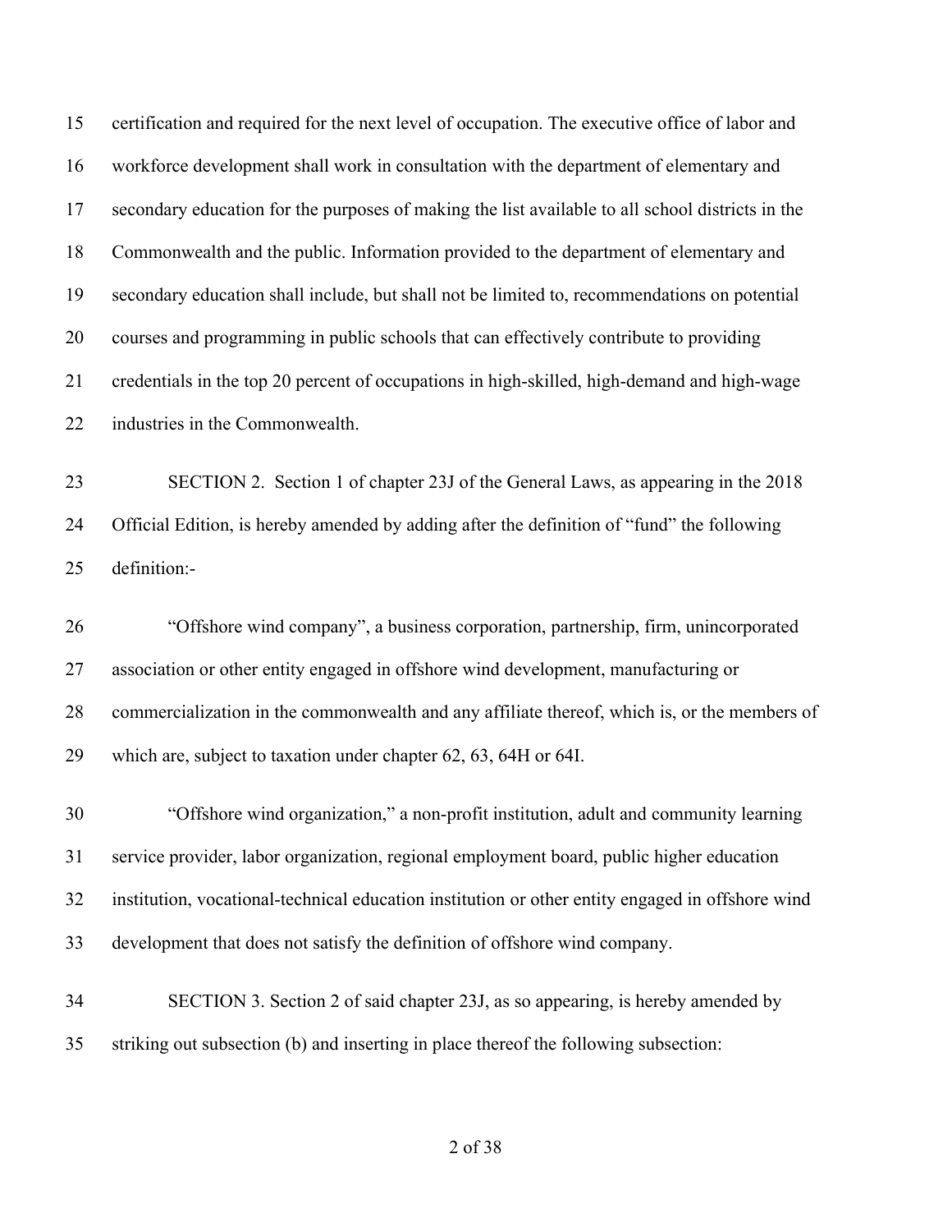certification and required for the next level of occupation. The executive office of labor and workforce development shall work in consultation with the department of elementary and secondary education for the purposes of making the list available to all school districts in the Commonwealth and the public. Information provided to the department of elementary and secondary education shall include, but shall not be limited to, recommendations on potential courses and programming in public schools that can effectively contribute to providing credentials in the top 20 percent of occupations in high-skilled, high-demand and high-wage industries in the Commonwealth.

SECTION 2. Section 1 of chapter 23J of the General Laws, as appearing in the 2018 Official Edition, is hereby amended by adding after the definition of "fund" the following definition:-

"Offshore wind company", a business corporation, partnership, firm, unincorporated association or other entity engaged in offshore wind development, manufacturing or commercialization in the commonwealth and any affiliate thereof, which is, or the members of which are, subject to taxation under chapter 62, 63, 64H or 64I.

"Offshore wind organization," a non-profit institution, adult and community learning service provider, labor organization, regional employment board, public higher education institution, vocational-technical education institution or other entity engaged in offshore wind development that does not satisfy the definition of offshore wind company.

SECTION 3. Section 2 of said chapter 23J, as so appearing, is hereby amended by striking out subsection (b) and inserting in place thereof the following subsection: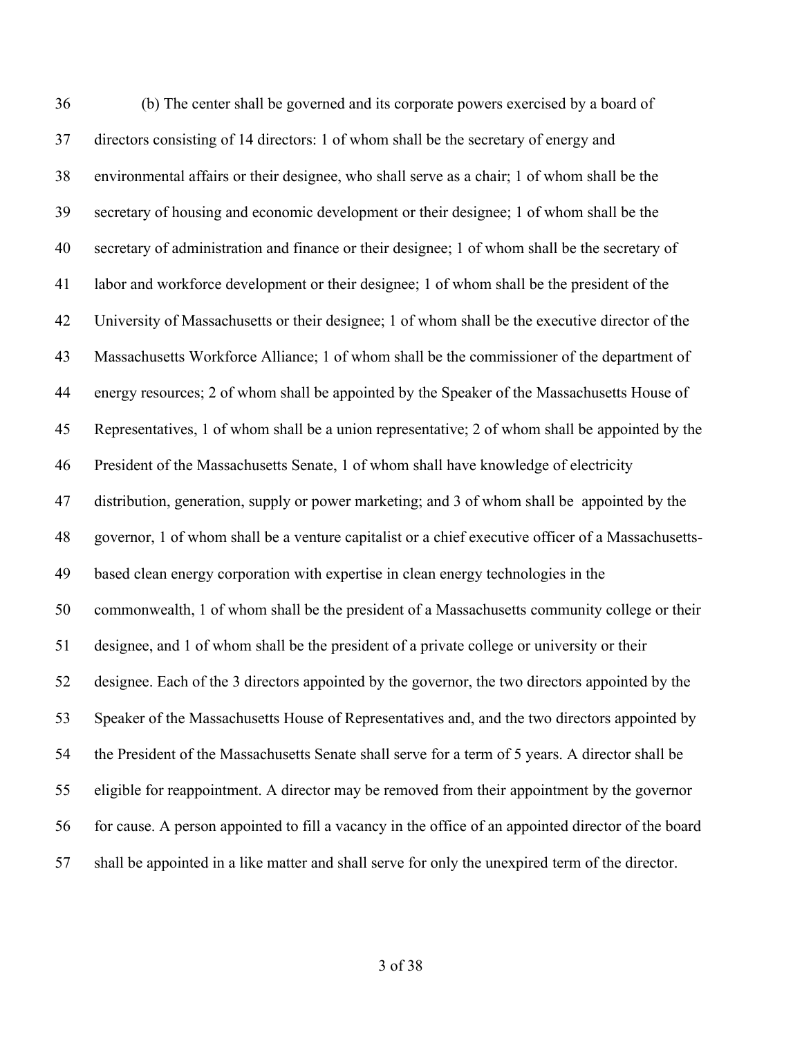36 (b) The center shall be governed and its corporate powers exercised by a board of
37 directors consisting of 14 directors: 1 of whom shall be the secretary of energy and
38 environmental affairs or their designee, who shall serve as a chair; 1 of whom shall be the
39 secretary of housing and economic development or their designee; 1 of whom shall be the
40 secretary of administration and finance or their designee; 1 of whom shall be the secretary of
41 labor and workforce development or their designee; 1 of whom shall be the president of the
42 University of Massachusetts or their designee; 1 of whom shall be the executive director of the
43 Massachusetts Workforce Alliance; 1 of whom shall be the commissioner of the department of
44 energy resources; 2 of whom shall be appointed by the Speaker of the Massachusetts House of
45 Representatives, 1 of whom shall be a union representative; 2 of whom shall be appointed by the
46 President of the Massachusetts Senate, 1 of whom shall have knowledge of electricity
47 distribution, generation, supply or power marketing; and 3 of whom shall be appointed by the
48 governor, 1 of whom shall be a venture capitalist or a chief executive officer of a Massachusetts-
49 based clean energy corporation with expertise in clean energy technologies in the
50 commonwealth, 1 of whom shall be the president of a Massachusetts community college or their
51 designee, and 1 of whom shall be the president of a private college or university or their
52 designee. Each of the 3 directors appointed by the governor, the two directors appointed by the
53 Speaker of the Massachusetts House of Representatives and, and the two directors appointed by
54 the President of the Massachusetts Senate shall serve for a term of 5 years. A director shall be
55 eligible for reappointment. A director may be removed from their appointment by the governor
56 for cause. A person appointed to fill a vacancy in the office of an appointed director of the board
57 shall be appointed in a like matter and shall serve for only the unexpired term of the director.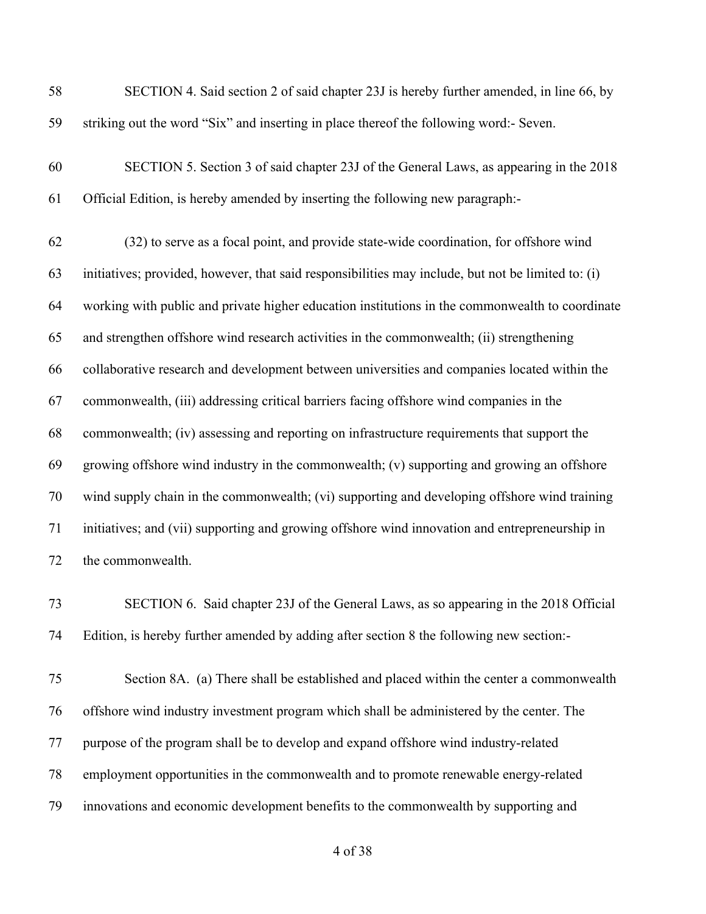SECTION 4. Said section 2 of said chapter 23J is hereby further amended, in line 66, by striking out the word "Six" and inserting in place thereof the following word:- Seven.

SECTION 5. Section 3 of said chapter 23J of the General Laws, as appearing in the 2018 Official Edition, is hereby amended by inserting the following new paragraph:-

(32) to serve as a focal point, and provide state-wide coordination, for offshore wind initiatives; provided, however, that said responsibilities may include, but not be limited to: (i) working with public and private higher education institutions in the commonwealth to coordinate and strengthen offshore wind research activities in the commonwealth; (ii) strengthening collaborative research and development between universities and companies located within the commonwealth, (iii) addressing critical barriers facing offshore wind companies in the commonwealth; (iv) assessing and reporting on infrastructure requirements that support the growing offshore wind industry in the commonwealth; (v) supporting and growing an offshore wind supply chain in the commonwealth; (vi) supporting and developing offshore wind training initiatives; and (vii) supporting and growing offshore wind innovation and entrepreneurship in the commonwealth.

SECTION 6. Said chapter 23J of the General Laws, as so appearing in the 2018 Official Edition, is hereby further amended by adding after section 8 the following new section:-

Section 8A. (a) There shall be established and placed within the center a commonwealth offshore wind industry investment program which shall be administered by the center. The purpose of the program shall be to develop and expand offshore wind industry-related employment opportunities in the commonwealth and to promote renewable energy-related innovations and economic development benefits to the commonwealth by supporting and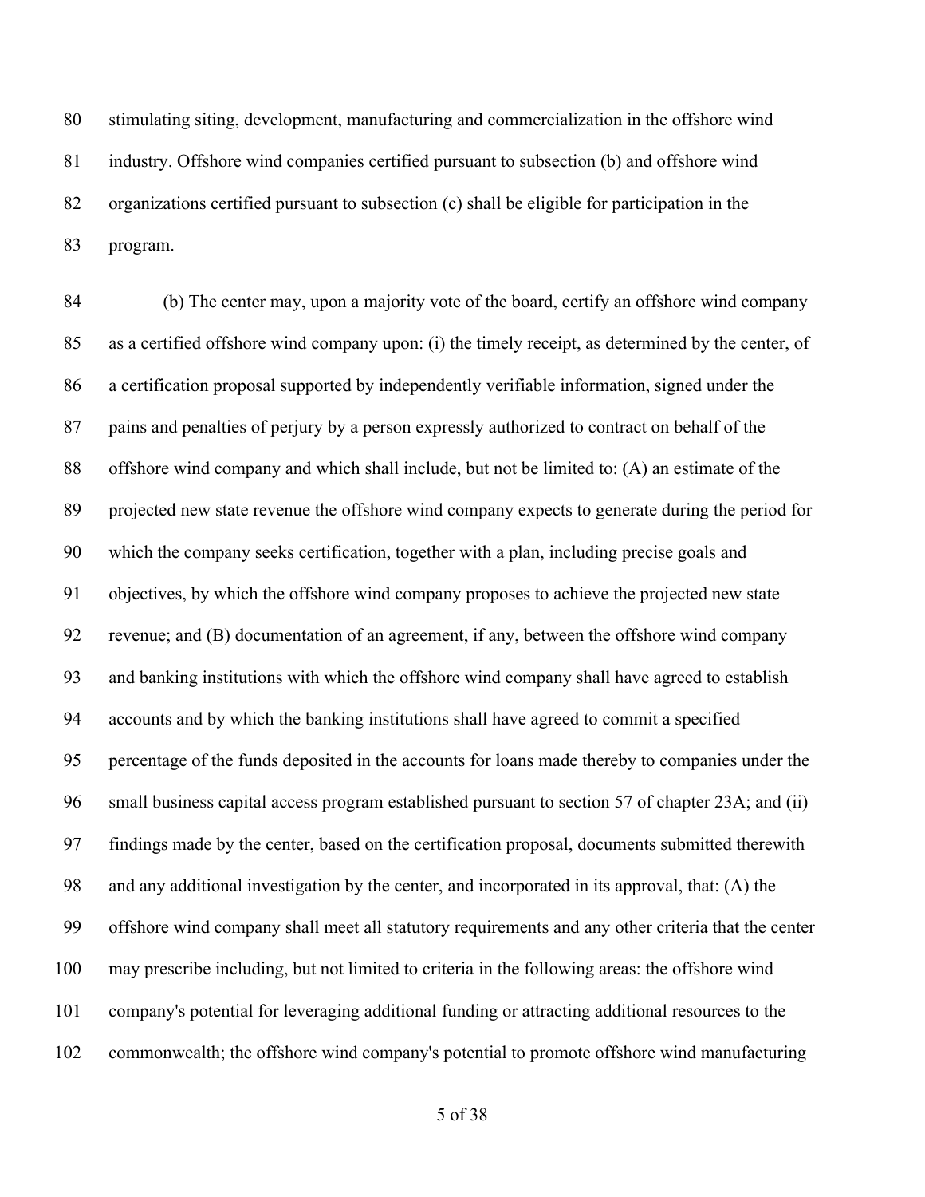stimulating siting, development, manufacturing and commercialization in the offshore wind industry. Offshore wind companies certified pursuant to subsection (b) and offshore wind organizations certified pursuant to subsection (c) shall be eligible for participation in the program.

(b) The center may, upon a majority vote of the board, certify an offshore wind company as a certified offshore wind company upon: (i) the timely receipt, as determined by the center, of a certification proposal supported by independently verifiable information, signed under the pains and penalties of perjury by a person expressly authorized to contract on behalf of the offshore wind company and which shall include, but not be limited to: (A) an estimate of the projected new state revenue the offshore wind company expects to generate during the period for which the company seeks certification, together with a plan, including precise goals and objectives, by which the offshore wind company proposes to achieve the projected new state revenue; and (B) documentation of an agreement, if any, between the offshore wind company and banking institutions with which the offshore wind company shall have agreed to establish accounts and by which the banking institutions shall have agreed to commit a specified percentage of the funds deposited in the accounts for loans made thereby to companies under the small business capital access program established pursuant to section 57 of chapter 23A; and (ii) findings made by the center, based on the certification proposal, documents submitted therewith and any additional investigation by the center, and incorporated in its approval, that: (A) the offshore wind company shall meet all statutory requirements and any other criteria that the center may prescribe including, but not limited to criteria in the following areas: the offshore wind company's potential for leveraging additional funding or attracting additional resources to the commonwealth; the offshore wind company's potential to promote offshore wind manufacturing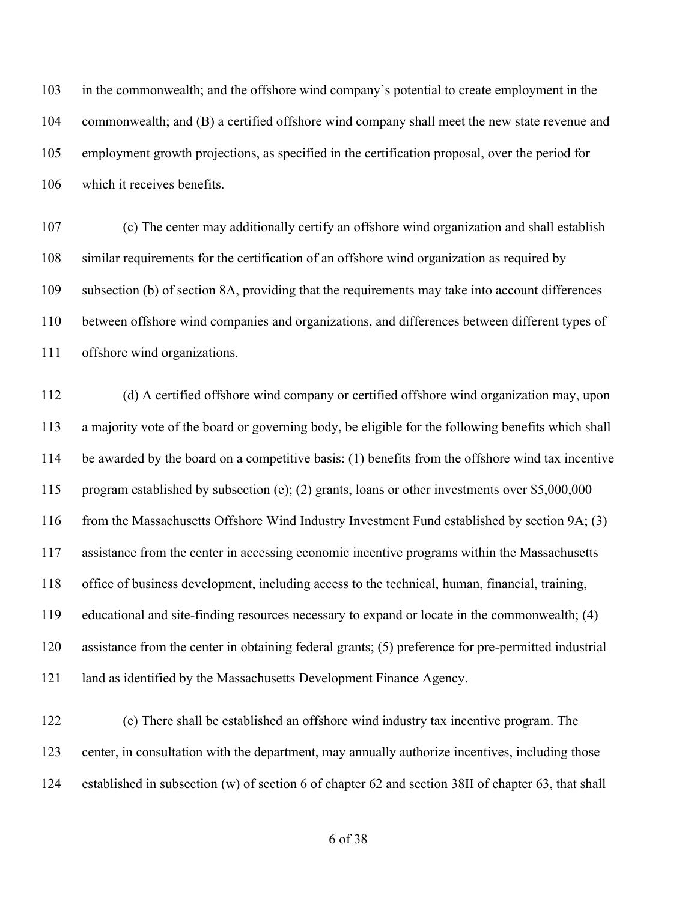in the commonwealth; and the offshore wind company's potential to create employment in the commonwealth; and (B) a certified offshore wind company shall meet the new state revenue and employment growth projections, as specified in the certification proposal, over the period for which it receives benefits.

(c) The center may additionally certify an offshore wind organization and shall establish similar requirements for the certification of an offshore wind organization as required by subsection (b) of section 8A, providing that the requirements may take into account differences between offshore wind companies and organizations, and differences between different types of offshore wind organizations.

(d) A certified offshore wind company or certified offshore wind organization may, upon a majority vote of the board or governing body, be eligible for the following benefits which shall be awarded by the board on a competitive basis: (1) benefits from the offshore wind tax incentive program established by subsection (e); (2) grants, loans or other investments over $5,000,000 from the Massachusetts Offshore Wind Industry Investment Fund established by section 9A; (3) assistance from the center in accessing economic incentive programs within the Massachusetts office of business development, including access to the technical, human, financial, training, educational and site-finding resources necessary to expand or locate in the commonwealth; (4) assistance from the center in obtaining federal grants; (5) preference for pre-permitted industrial land as identified by the Massachusetts Development Finance Agency.

(e) There shall be established an offshore wind industry tax incentive program. The center, in consultation with the department, may annually authorize incentives, including those established in subsection (w) of section 6 of chapter 62 and section 38II of chapter 63, that shall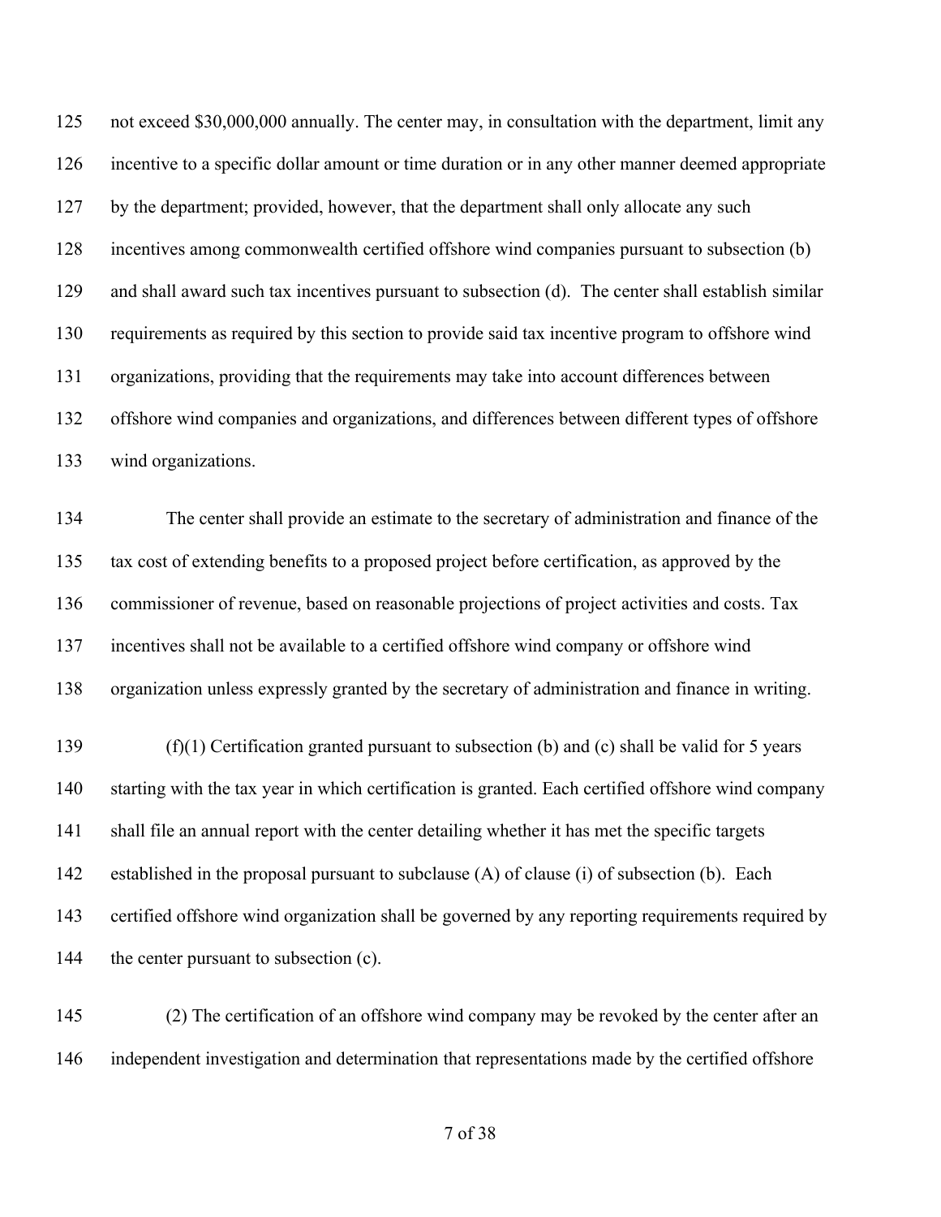not exceed $30,000,000 annually. The center may, in consultation with the department, limit any incentive to a specific dollar amount or time duration or in any other manner deemed appropriate by the department; provided, however, that the department shall only allocate any such incentives among commonwealth certified offshore wind companies pursuant to subsection (b) and shall award such tax incentives pursuant to subsection (d). The center shall establish similar requirements as required by this section to provide said tax incentive program to offshore wind organizations, providing that the requirements may take into account differences between offshore wind companies and organizations, and differences between different types of offshore wind organizations.

The center shall provide an estimate to the secretary of administration and finance of the tax cost of extending benefits to a proposed project before certification, as approved by the commissioner of revenue, based on reasonable projections of project activities and costs. Tax incentives shall not be available to a certified offshore wind company or offshore wind organization unless expressly granted by the secretary of administration and finance in writing.

(f)(1) Certification granted pursuant to subsection (b) and (c) shall be valid for 5 years starting with the tax year in which certification is granted. Each certified offshore wind company shall file an annual report with the center detailing whether it has met the specific targets established in the proposal pursuant to subclause (A) of clause (i) of subsection (b). Each certified offshore wind organization shall be governed by any reporting requirements required by the center pursuant to subsection (c).

(2) The certification of an offshore wind company may be revoked by the center after an independent investigation and determination that representations made by the certified offshore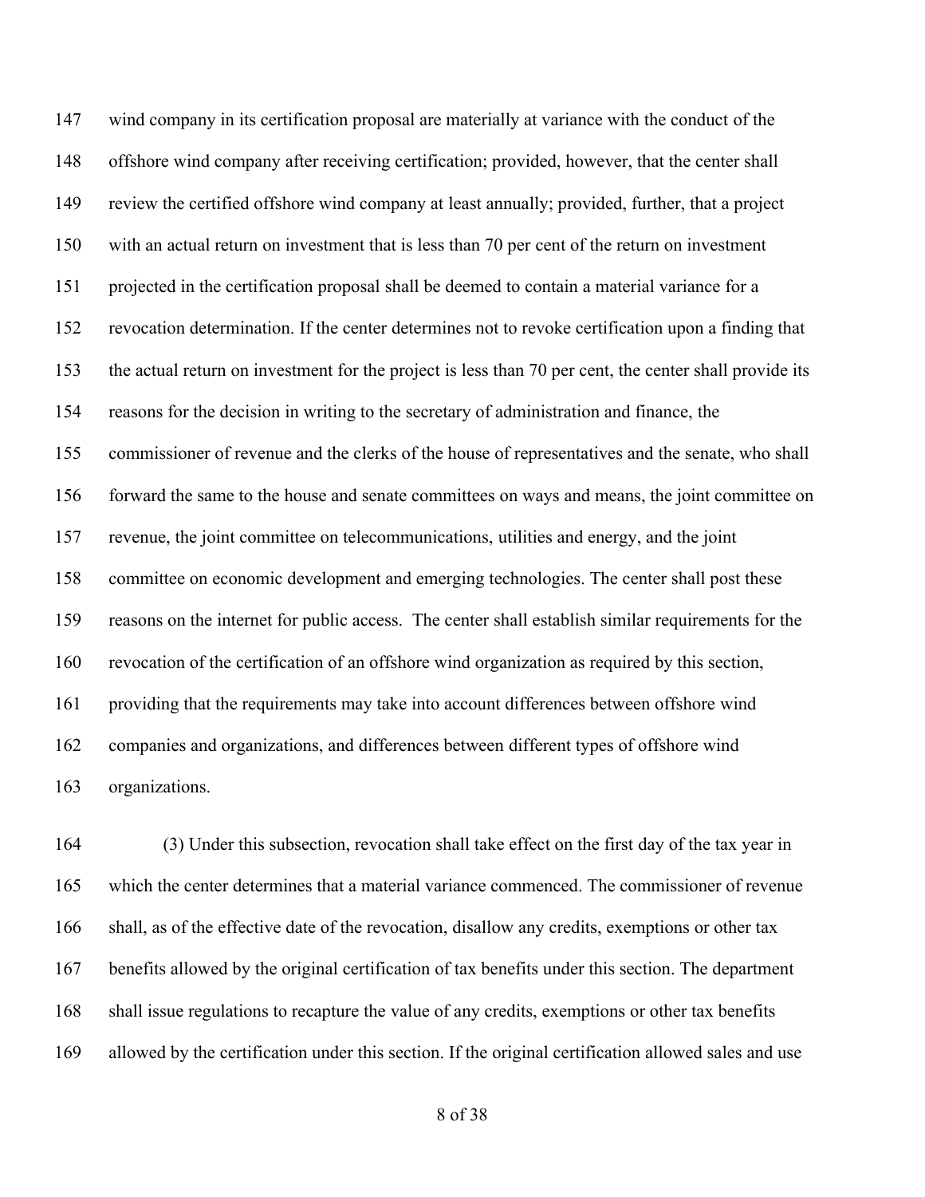wind company in its certification proposal are materially at variance with the conduct of the offshore wind company after receiving certification; provided, however, that the center shall review the certified offshore wind company at least annually; provided, further, that a project with an actual return on investment that is less than 70 per cent of the return on investment projected in the certification proposal shall be deemed to contain a material variance for a revocation determination. If the center determines not to revoke certification upon a finding that the actual return on investment for the project is less than 70 per cent, the center shall provide its reasons for the decision in writing to the secretary of administration and finance, the commissioner of revenue and the clerks of the house of representatives and the senate, who shall forward the same to the house and senate committees on ways and means, the joint committee on revenue, the joint committee on telecommunications, utilities and energy, and the joint committee on economic development and emerging technologies. The center shall post these reasons on the internet for public access. The center shall establish similar requirements for the revocation of the certification of an offshore wind organization as required by this section, providing that the requirements may take into account differences between offshore wind companies and organizations, and differences between different types of offshore wind organizations.

(3) Under this subsection, revocation shall take effect on the first day of the tax year in which the center determines that a material variance commenced. The commissioner of revenue shall, as of the effective date of the revocation, disallow any credits, exemptions or other tax benefits allowed by the original certification of tax benefits under this section. The department shall issue regulations to recapture the value of any credits, exemptions or other tax benefits allowed by the certification under this section. If the original certification allowed sales and use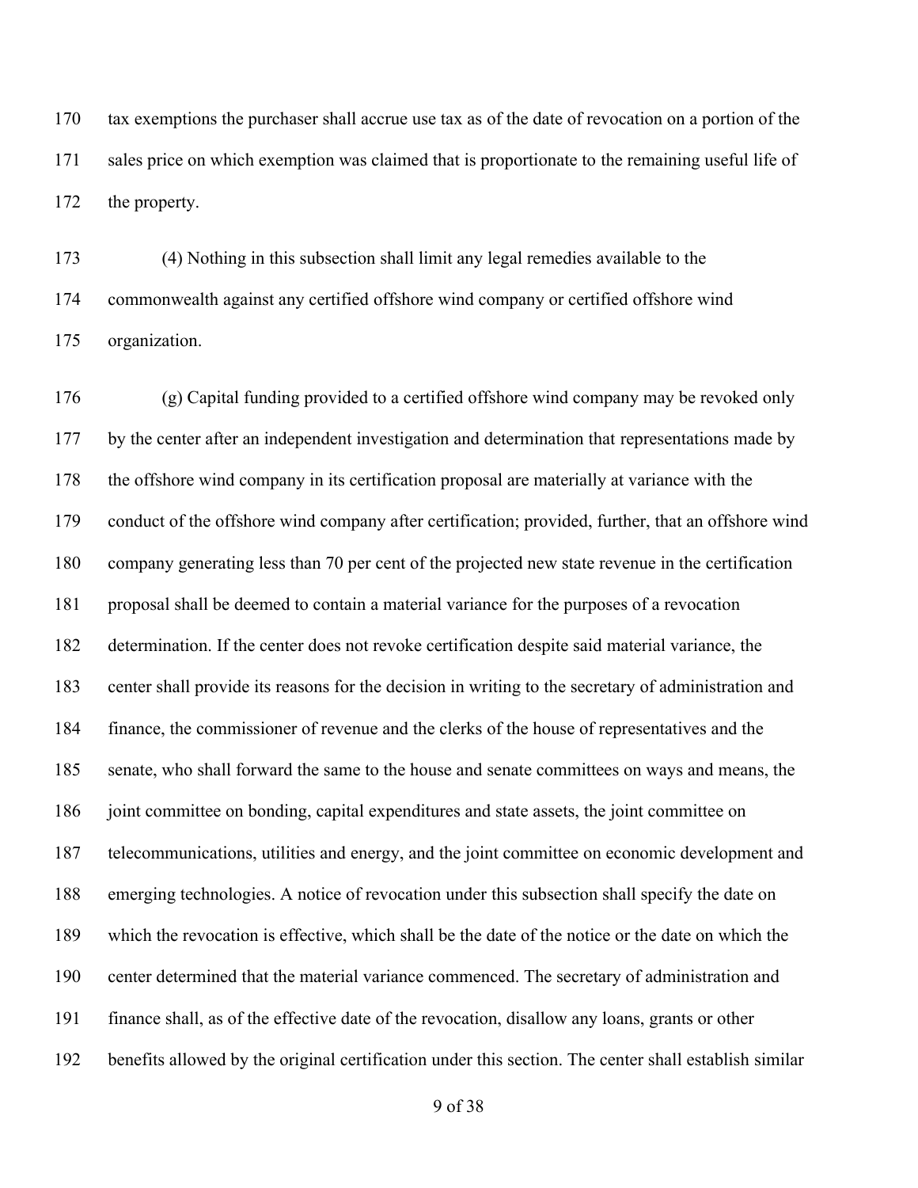tax exemptions the purchaser shall accrue use tax as of the date of revocation on a portion of the sales price on which exemption was claimed that is proportionate to the remaining useful life of the property.

(4) Nothing in this subsection shall limit any legal remedies available to the commonwealth against any certified offshore wind company or certified offshore wind organization.

(g) Capital funding provided to a certified offshore wind company may be revoked only by the center after an independent investigation and determination that representations made by the offshore wind company in its certification proposal are materially at variance with the conduct of the offshore wind company after certification; provided, further, that an offshore wind company generating less than 70 per cent of the projected new state revenue in the certification proposal shall be deemed to contain a material variance for the purposes of a revocation determination. If the center does not revoke certification despite said material variance, the center shall provide its reasons for the decision in writing to the secretary of administration and finance, the commissioner of revenue and the clerks of the house of representatives and the senate, who shall forward the same to the house and senate committees on ways and means, the joint committee on bonding, capital expenditures and state assets, the joint committee on telecommunications, utilities and energy, and the joint committee on economic development and emerging technologies. A notice of revocation under this subsection shall specify the date on which the revocation is effective, which shall be the date of the notice or the date on which the center determined that the material variance commenced. The secretary of administration and finance shall, as of the effective date of the revocation, disallow any loans, grants or other benefits allowed by the original certification under this section. The center shall establish similar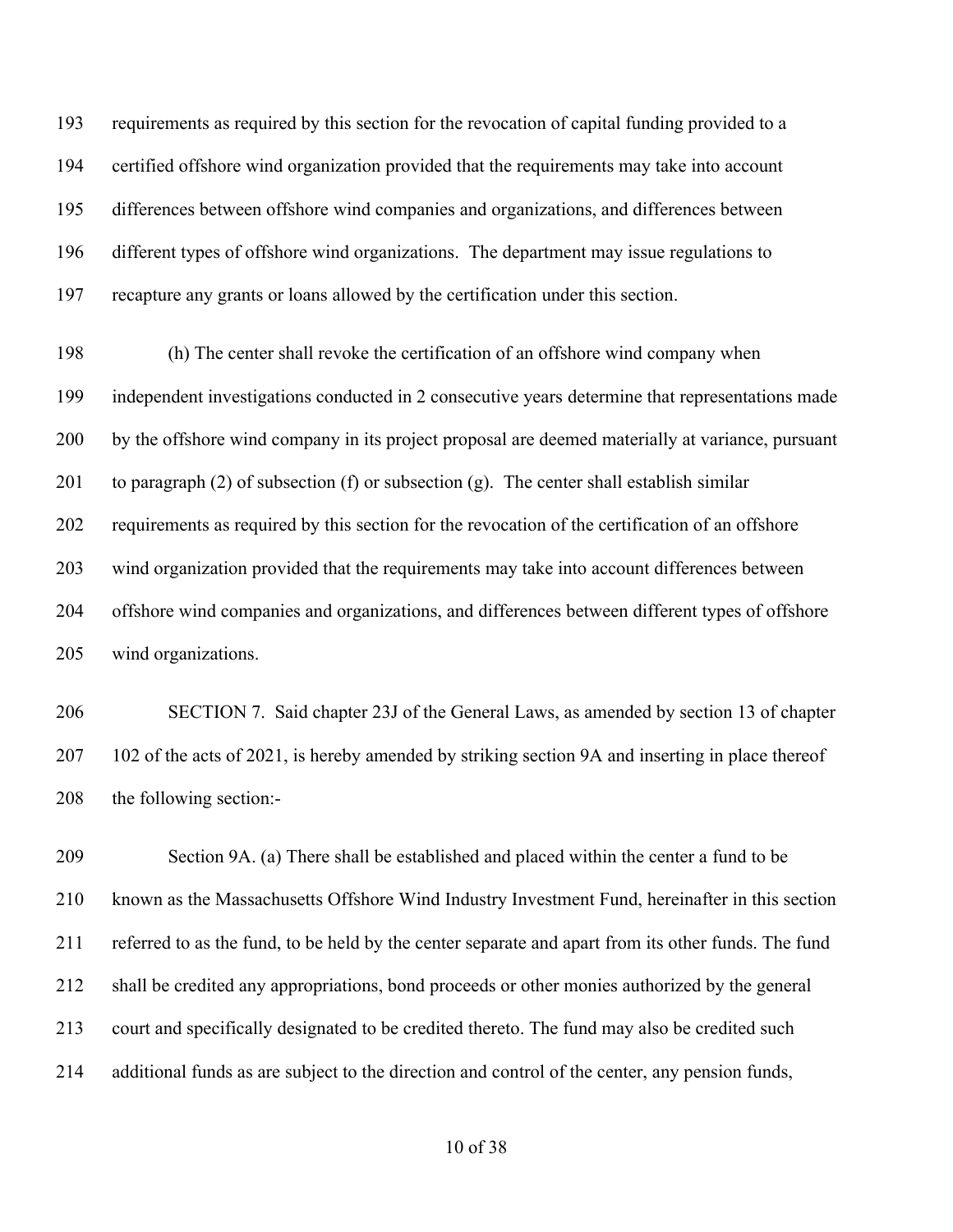requirements as required by this section for the revocation of capital funding provided to a certified offshore wind organization provided that the requirements may take into account differences between offshore wind companies and organizations, and differences between different types of offshore wind organizations. The department may issue regulations to recapture any grants or loans allowed by the certification under this section.

(h) The center shall revoke the certification of an offshore wind company when independent investigations conducted in 2 consecutive years determine that representations made by the offshore wind company in its project proposal are deemed materially at variance, pursuant to paragraph (2) of subsection (f) or subsection (g). The center shall establish similar requirements as required by this section for the revocation of the certification of an offshore wind organization provided that the requirements may take into account differences between offshore wind companies and organizations, and differences between different types of offshore wind organizations.

SECTION 7. Said chapter 23J of the General Laws, as amended by section 13 of chapter 102 of the acts of 2021, is hereby amended by striking section 9A and inserting in place thereof the following section:-

Section 9A. (a) There shall be established and placed within the center a fund to be known as the Massachusetts Offshore Wind Industry Investment Fund, hereinafter in this section referred to as the fund, to be held by the center separate and apart from its other funds. The fund shall be credited any appropriations, bond proceeds or other monies authorized by the general court and specifically designated to be credited thereto. The fund may also be credited such additional funds as are subject to the direction and control of the center, any pension funds,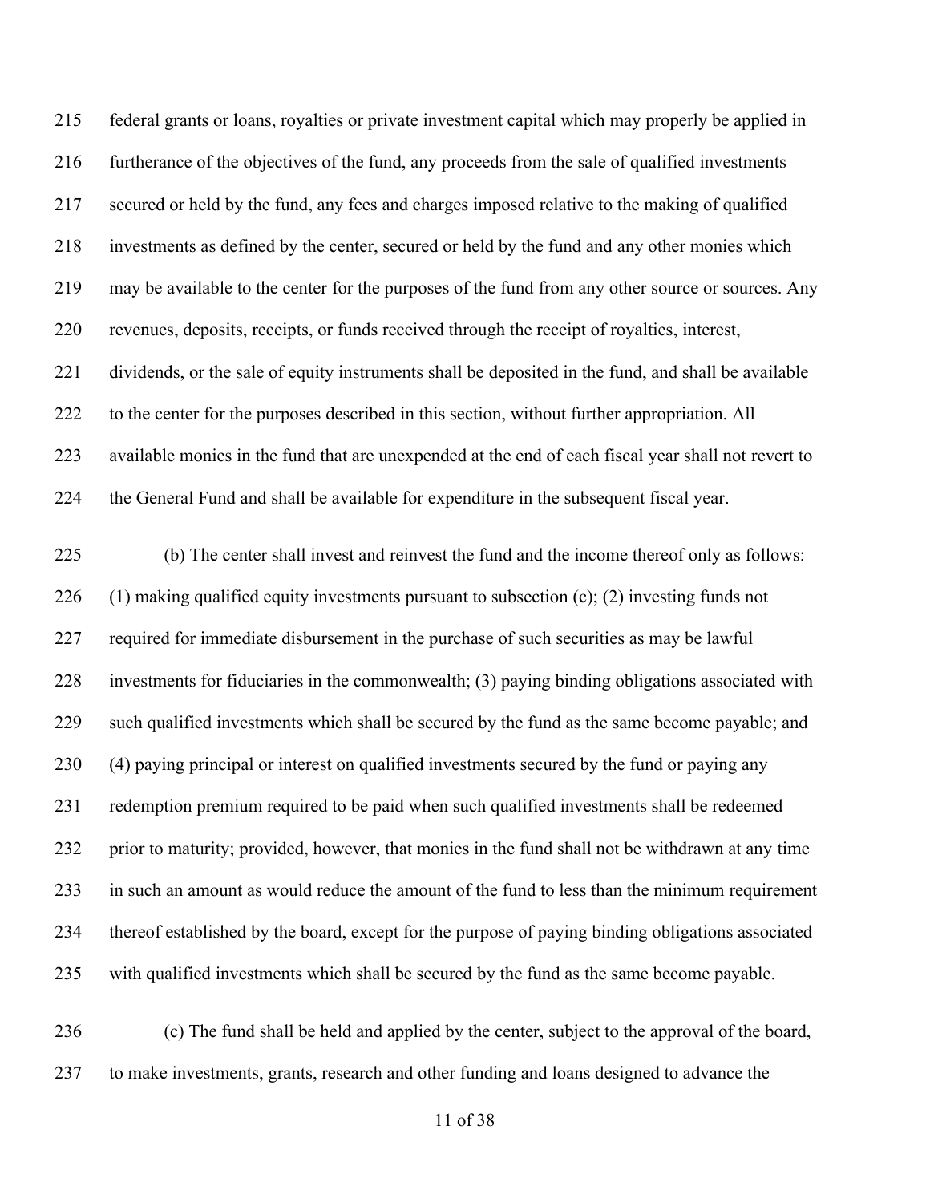federal grants or loans, royalties or private investment capital which may properly be applied in furtherance of the objectives of the fund, any proceeds from the sale of qualified investments secured or held by the fund, any fees and charges imposed relative to the making of qualified investments as defined by the center, secured or held by the fund and any other monies which may be available to the center for the purposes of the fund from any other source or sources. Any revenues, deposits, receipts, or funds received through the receipt of royalties, interest, dividends, or the sale of equity instruments shall be deposited in the fund, and shall be available to the center for the purposes described in this section, without further appropriation. All available monies in the fund that are unexpended at the end of each fiscal year shall not revert to the General Fund and shall be available for expenditure in the subsequent fiscal year.

(b) The center shall invest and reinvest the fund and the income thereof only as follows: (1) making qualified equity investments pursuant to subsection (c); (2) investing funds not required for immediate disbursement in the purchase of such securities as may be lawful investments for fiduciaries in the commonwealth; (3) paying binding obligations associated with such qualified investments which shall be secured by the fund as the same become payable; and (4) paying principal or interest on qualified investments secured by the fund or paying any redemption premium required to be paid when such qualified investments shall be redeemed prior to maturity; provided, however, that monies in the fund shall not be withdrawn at any time in such an amount as would reduce the amount of the fund to less than the minimum requirement thereof established by the board, except for the purpose of paying binding obligations associated with qualified investments which shall be secured by the fund as the same become payable.

(c) The fund shall be held and applied by the center, subject to the approval of the board, to make investments, grants, research and other funding and loans designed to advance the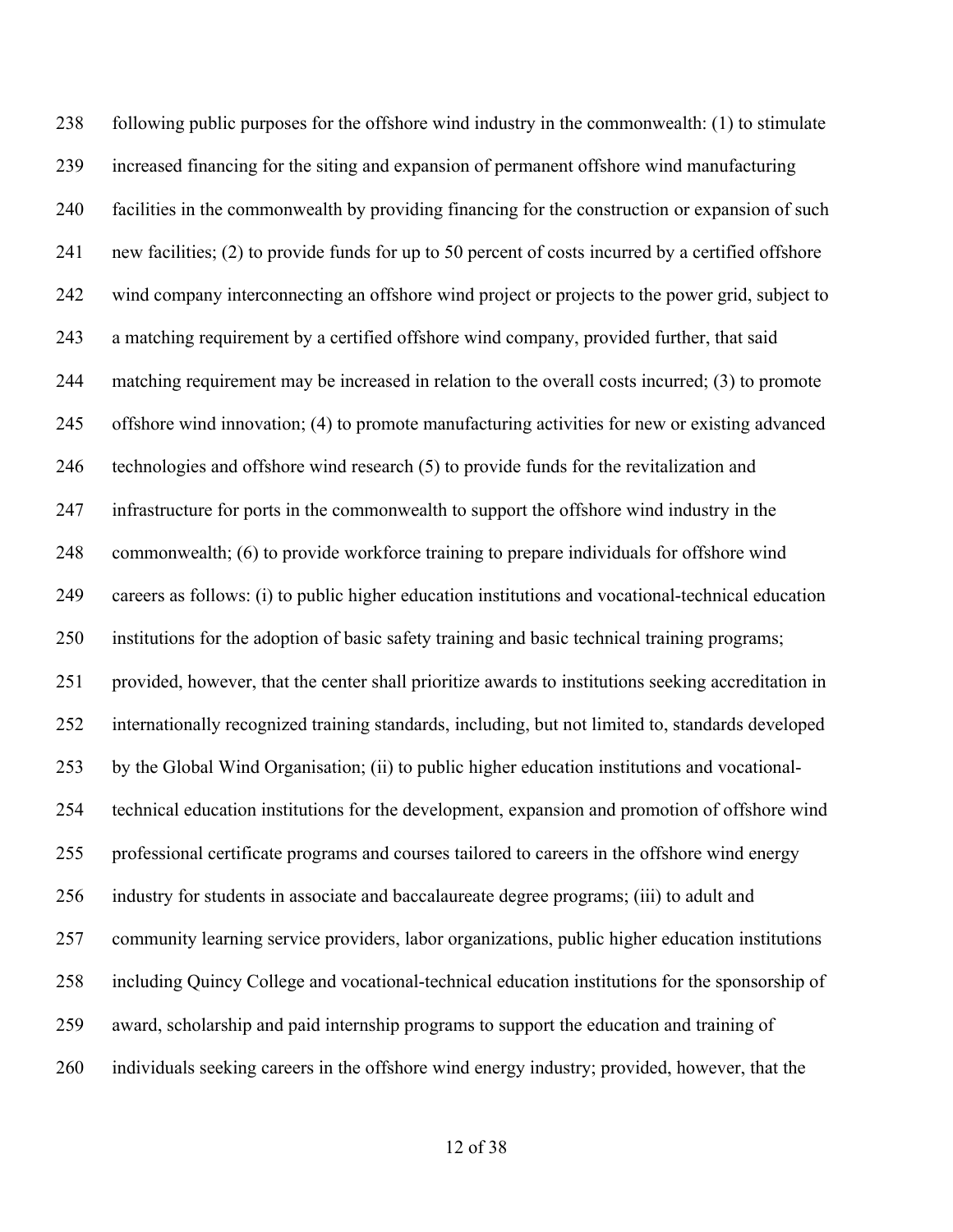238 following public purposes for the offshore wind industry in the commonwealth: (1) to stimulate
239 increased financing for the siting and expansion of permanent offshore wind manufacturing
240 facilities in the commonwealth by providing financing for the construction or expansion of such
241 new facilities; (2) to provide funds for up to 50 percent of costs incurred by a certified offshore
242 wind company interconnecting an offshore wind project or projects to the power grid, subject to
243 a matching requirement by a certified offshore wind company, provided further, that said
244 matching requirement may be increased in relation to the overall costs incurred; (3) to promote
245 offshore wind innovation; (4) to promote manufacturing activities for new or existing advanced
246 technologies and offshore wind research (5) to provide funds for the revitalization and
247 infrastructure for ports in the commonwealth to support the offshore wind industry in the
248 commonwealth; (6) to provide workforce training to prepare individuals for offshore wind
249 careers as follows: (i) to public higher education institutions and vocational-technical education
250 institutions for the adoption of basic safety training and basic technical training programs;
251 provided, however, that the center shall prioritize awards to institutions seeking accreditation in
252 internationally recognized training standards, including, but not limited to, standards developed
253 by the Global Wind Organisation; (ii) to public higher education institutions and vocational-
254 technical education institutions for the development, expansion and promotion of offshore wind
255 professional certificate programs and courses tailored to careers in the offshore wind energy
256 industry for students in associate and baccalaureate degree programs; (iii) to adult and
257 community learning service providers, labor organizations, public higher education institutions
258 including Quincy College and vocational-technical education institutions for the sponsorship of
259 award, scholarship and paid internship programs to support the education and training of
260 individuals seeking careers in the offshore wind energy industry; provided, however, that the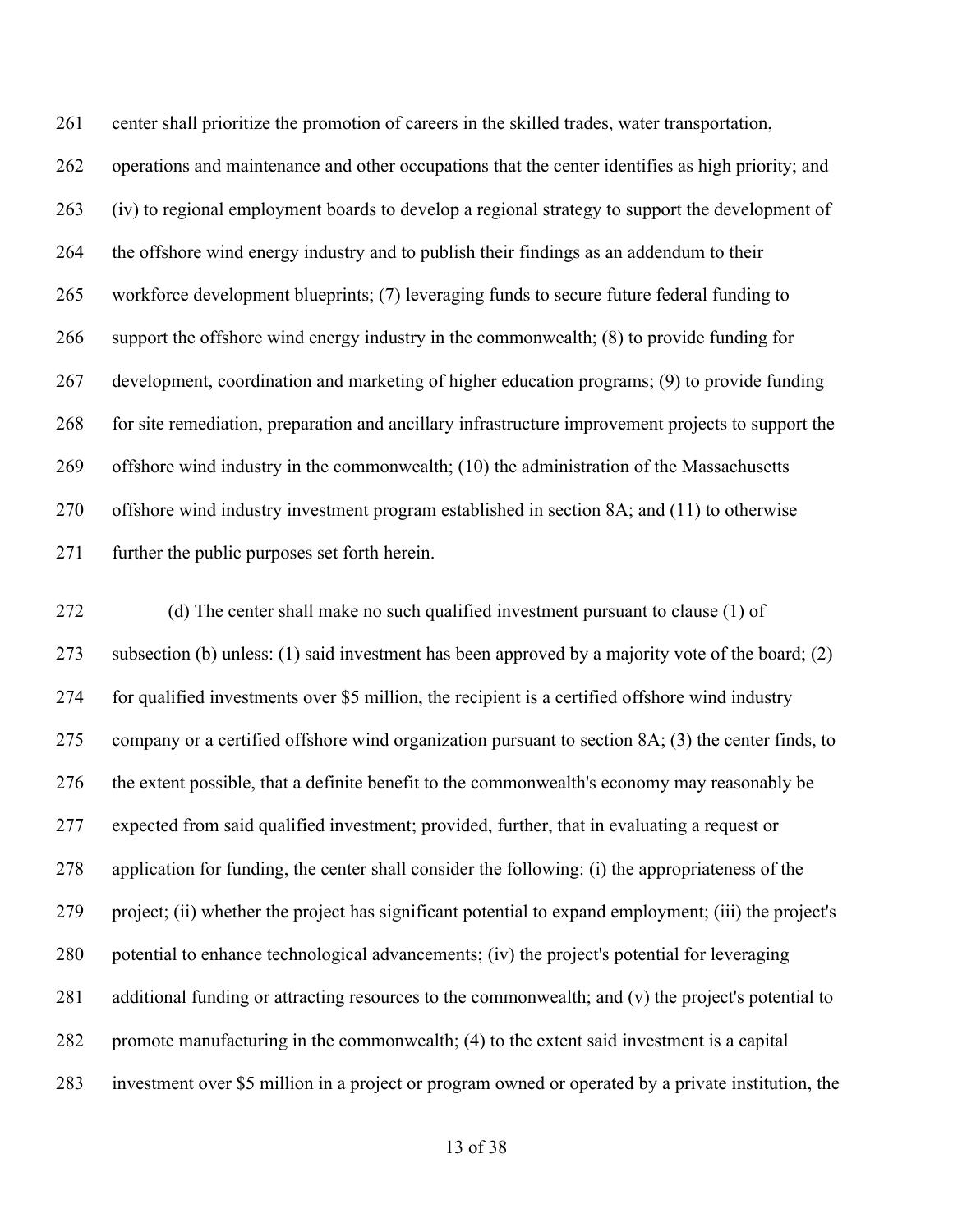center shall prioritize the promotion of careers in the skilled trades, water transportation, operations and maintenance and other occupations that the center identifies as high priority; and (iv) to regional employment boards to develop a regional strategy to support the development of the offshore wind energy industry and to publish their findings as an addendum to their workforce development blueprints; (7) leveraging funds to secure future federal funding to support the offshore wind energy industry in the commonwealth; (8) to provide funding for development, coordination and marketing of higher education programs; (9) to provide funding for site remediation, preparation and ancillary infrastructure improvement projects to support the offshore wind industry in the commonwealth; (10) the administration of the Massachusetts offshore wind industry investment program established in section 8A; and (11) to otherwise further the public purposes set forth herein.

(d) The center shall make no such qualified investment pursuant to clause (1) of subsection (b) unless: (1) said investment has been approved by a majority vote of the board; (2) for qualified investments over $5 million, the recipient is a certified offshore wind industry company or a certified offshore wind organization pursuant to section 8A; (3) the center finds, to the extent possible, that a definite benefit to the commonwealth's economy may reasonably be expected from said qualified investment; provided, further, that in evaluating a request or application for funding, the center shall consider the following: (i) the appropriateness of the project; (ii) whether the project has significant potential to expand employment; (iii) the project's potential to enhance technological advancements; (iv) the project's potential for leveraging additional funding or attracting resources to the commonwealth; and (v) the project's potential to promote manufacturing in the commonwealth; (4) to the extent said investment is a capital investment over $5 million in a project or program owned or operated by a private institution, the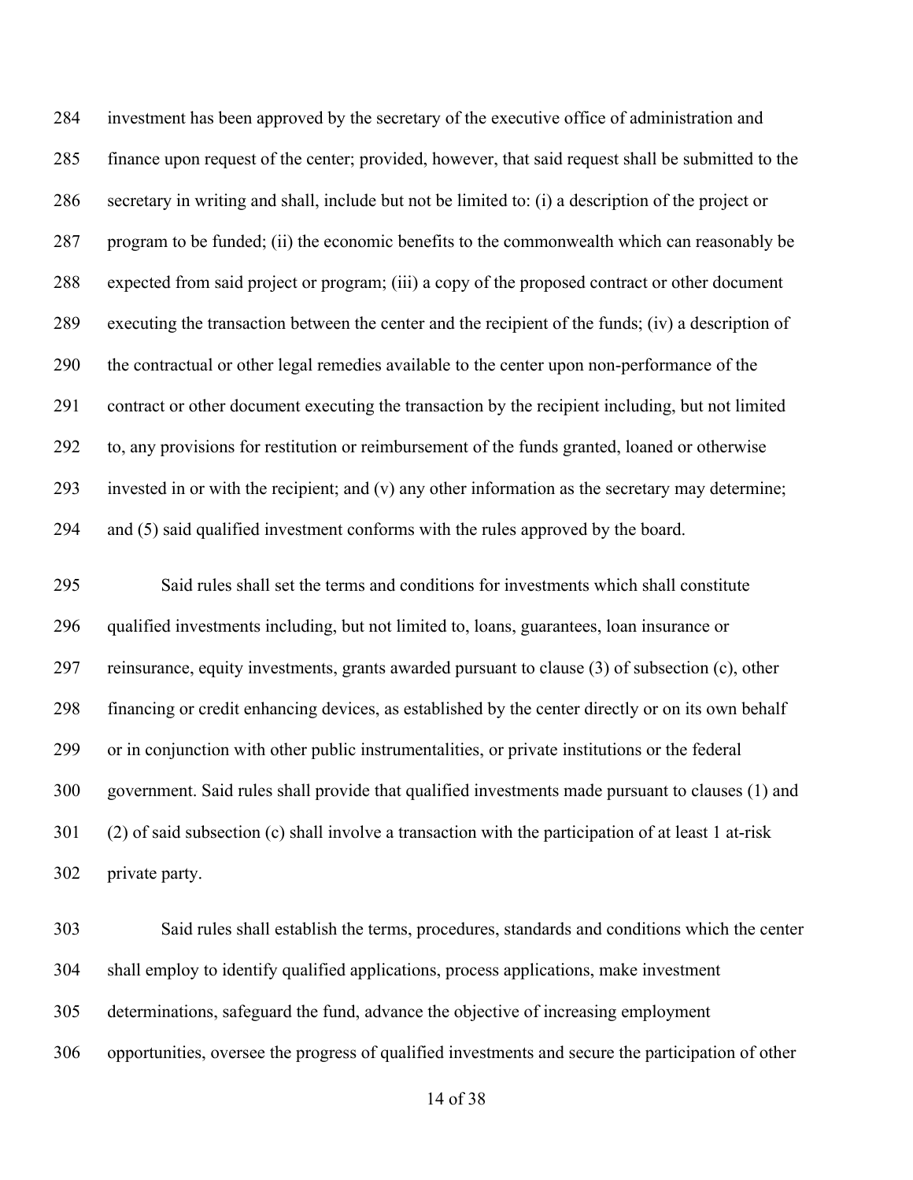investment has been approved by the secretary of the executive office of administration and finance upon request of the center; provided, however, that said request shall be submitted to the secretary in writing and shall, include but not be limited to: (i) a description of the project or program to be funded; (ii) the economic benefits to the commonwealth which can reasonably be expected from said project or program; (iii) a copy of the proposed contract or other document executing the transaction between the center and the recipient of the funds; (iv) a description of the contractual or other legal remedies available to the center upon non-performance of the contract or other document executing the transaction by the recipient including, but not limited to, any provisions for restitution or reimbursement of the funds granted, loaned or otherwise invested in or with the recipient; and (v) any other information as the secretary may determine; and (5) said qualified investment conforms with the rules approved by the board.

Said rules shall set the terms and conditions for investments which shall constitute qualified investments including, but not limited to, loans, guarantees, loan insurance or reinsurance, equity investments, grants awarded pursuant to clause (3) of subsection (c), other financing or credit enhancing devices, as established by the center directly or on its own behalf or in conjunction with other public instrumentalities, or private institutions or the federal government. Said rules shall provide that qualified investments made pursuant to clauses (1) and (2) of said subsection (c) shall involve a transaction with the participation of at least 1 at-risk private party.

Said rules shall establish the terms, procedures, standards and conditions which the center shall employ to identify qualified applications, process applications, make investment determinations, safeguard the fund, advance the objective of increasing employment opportunities, oversee the progress of qualified investments and secure the participation of other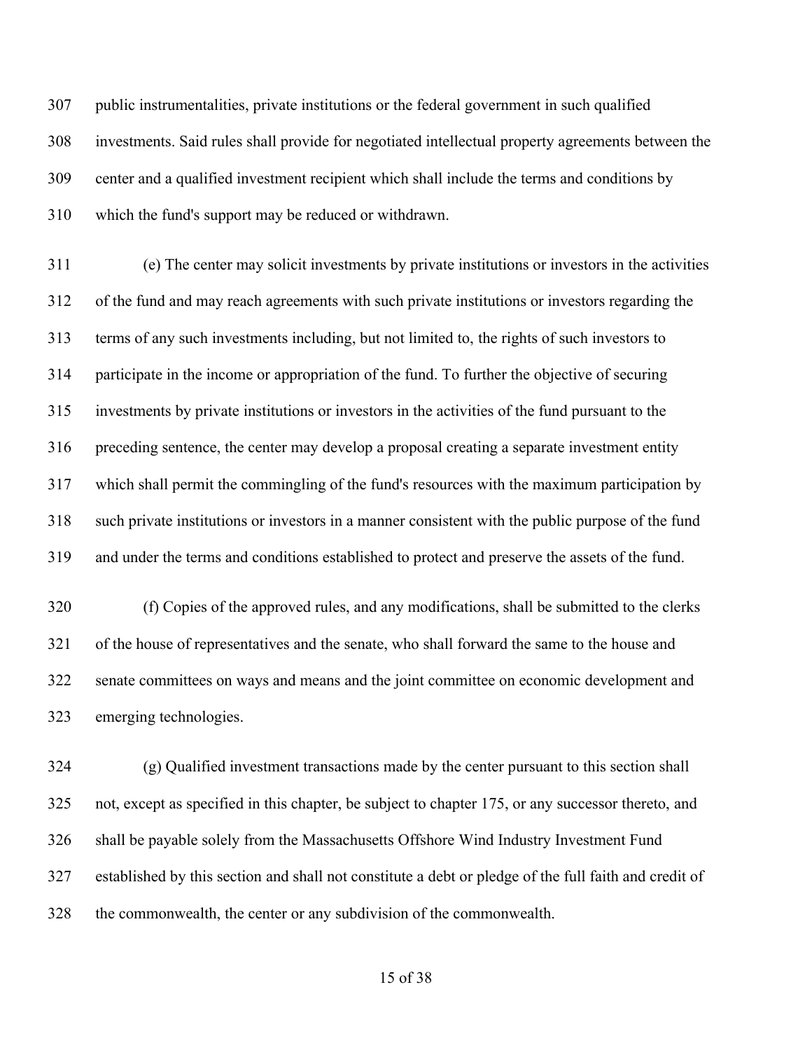public instrumentalities, private institutions or the federal government in such qualified investments. Said rules shall provide for negotiated intellectual property agreements between the center and a qualified investment recipient which shall include the terms and conditions by which the fund's support may be reduced or withdrawn.

(e) The center may solicit investments by private institutions or investors in the activities of the fund and may reach agreements with such private institutions or investors regarding the terms of any such investments including, but not limited to, the rights of such investors to participate in the income or appropriation of the fund. To further the objective of securing investments by private institutions or investors in the activities of the fund pursuant to the preceding sentence, the center may develop a proposal creating a separate investment entity which shall permit the commingling of the fund's resources with the maximum participation by such private institutions or investors in a manner consistent with the public purpose of the fund and under the terms and conditions established to protect and preserve the assets of the fund.

(f) Copies of the approved rules, and any modifications, shall be submitted to the clerks of the house of representatives and the senate, who shall forward the same to the house and senate committees on ways and means and the joint committee on economic development and emerging technologies.

(g) Qualified investment transactions made by the center pursuant to this section shall not, except as specified in this chapter, be subject to chapter 175, or any successor thereto, and shall be payable solely from the Massachusetts Offshore Wind Industry Investment Fund established by this section and shall not constitute a debt or pledge of the full faith and credit of the commonwealth, the center or any subdivision of the commonwealth.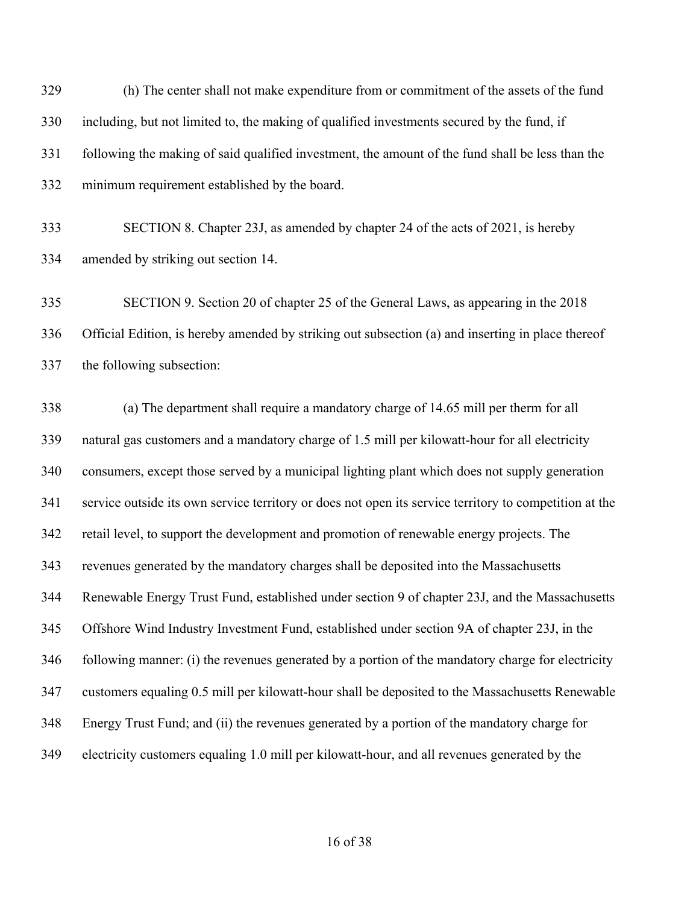(h) The center shall not make expenditure from or commitment of the assets of the fund including, but not limited to, the making of qualified investments secured by the fund, if following the making of said qualified investment, the amount of the fund shall be less than the minimum requirement established by the board.

SECTION 8. Chapter 23J, as amended by chapter 24 of the acts of 2021, is hereby amended by striking out section 14.

SECTION 9. Section 20 of chapter 25 of the General Laws, as appearing in the 2018 Official Edition, is hereby amended by striking out subsection (a) and inserting in place thereof the following subsection:

(a) The department shall require a mandatory charge of 14.65 mill per therm for all natural gas customers and a mandatory charge of 1.5 mill per kilowatt-hour for all electricity consumers, except those served by a municipal lighting plant which does not supply generation service outside its own service territory or does not open its service territory to competition at the retail level, to support the development and promotion of renewable energy projects. The revenues generated by the mandatory charges shall be deposited into the Massachusetts Renewable Energy Trust Fund, established under section 9 of chapter 23J, and the Massachusetts Offshore Wind Industry Investment Fund, established under section 9A of chapter 23J, in the following manner: (i) the revenues generated by a portion of the mandatory charge for electricity customers equaling 0.5 mill per kilowatt-hour shall be deposited to the Massachusetts Renewable Energy Trust Fund; and (ii) the revenues generated by a portion of the mandatory charge for electricity customers equaling 1.0 mill per kilowatt-hour, and all revenues generated by the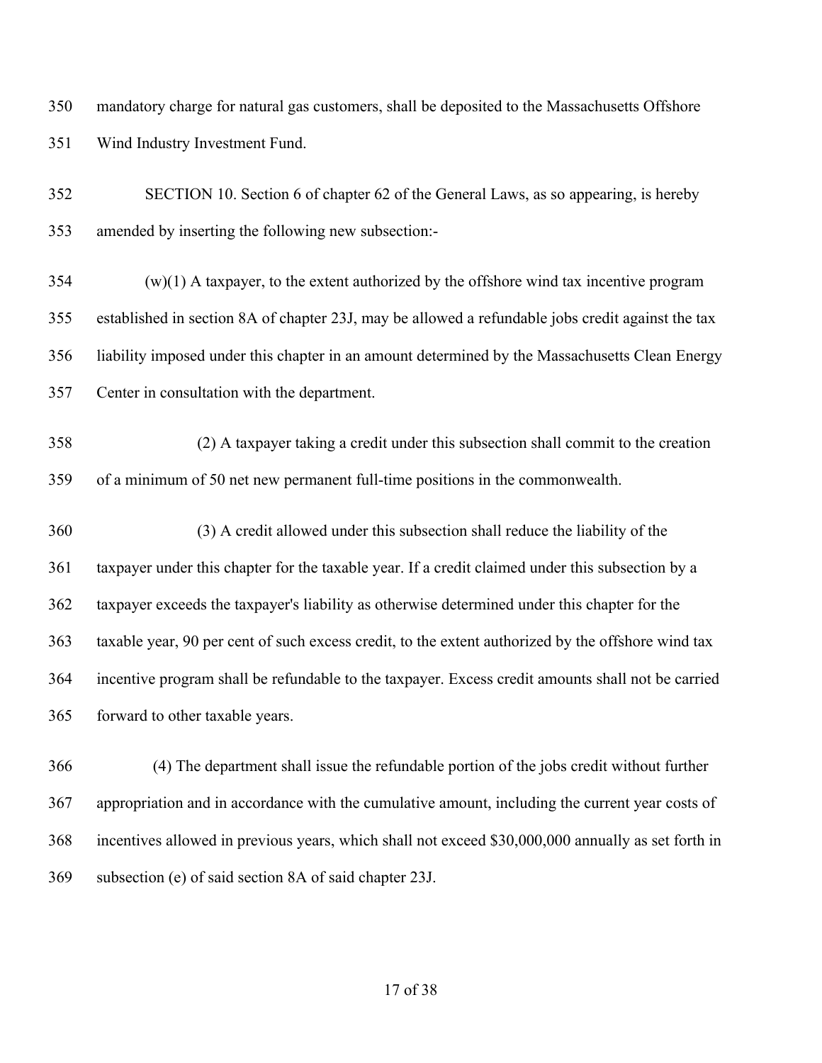mandatory charge for natural gas customers, shall be deposited to the Massachusetts Offshore Wind Industry Investment Fund.

SECTION 10. Section 6 of chapter 62 of the General Laws, as so appearing, is hereby amended by inserting the following new subsection:-

(w)(1) A taxpayer, to the extent authorized by the offshore wind tax incentive program established in section 8A of chapter 23J, may be allowed a refundable jobs credit against the tax liability imposed under this chapter in an amount determined by the Massachusetts Clean Energy Center in consultation with the department.

(2) A taxpayer taking a credit under this subsection shall commit to the creation of a minimum of 50 net new permanent full-time positions in the commonwealth.

(3) A credit allowed under this subsection shall reduce the liability of the taxpayer under this chapter for the taxable year. If a credit claimed under this subsection by a taxpayer exceeds the taxpayer's liability as otherwise determined under this chapter for the taxable year, 90 per cent of such excess credit, to the extent authorized by the offshore wind tax incentive program shall be refundable to the taxpayer. Excess credit amounts shall not be carried forward to other taxable years.

(4) The department shall issue the refundable portion of the jobs credit without further appropriation and in accordance with the cumulative amount, including the current year costs of incentives allowed in previous years, which shall not exceed $30,000,000 annually as set forth in subsection (e) of said section 8A of said chapter 23J.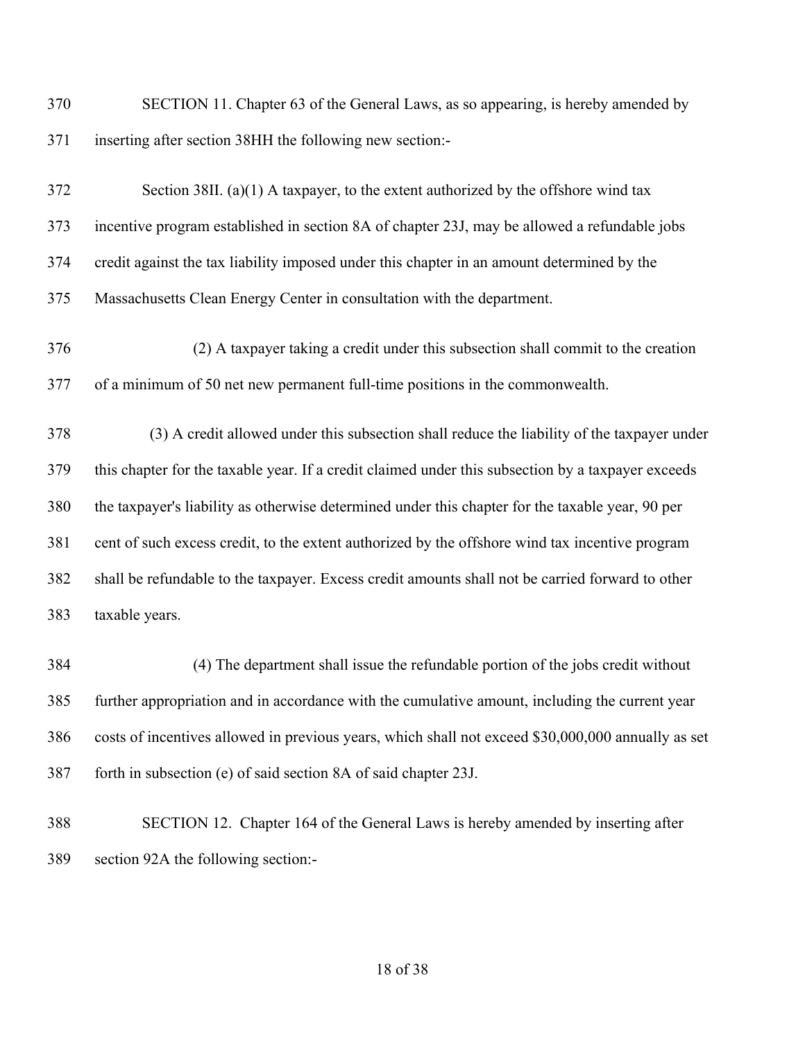SECTION 11. Chapter 63 of the General Laws, as so appearing, is hereby amended by inserting after section 38HH the following new section:-

Section 38II. (a)(1) A taxpayer, to the extent authorized by the offshore wind tax incentive program established in section 8A of chapter 23J, may be allowed a refundable jobs credit against the tax liability imposed under this chapter in an amount determined by the Massachusetts Clean Energy Center in consultation with the department.

(2) A taxpayer taking a credit under this subsection shall commit to the creation of a minimum of 50 net new permanent full-time positions in the commonwealth.

(3) A credit allowed under this subsection shall reduce the liability of the taxpayer under this chapter for the taxable year. If a credit claimed under this subsection by a taxpayer exceeds the taxpayer's liability as otherwise determined under this chapter for the taxable year, 90 per cent of such excess credit, to the extent authorized by the offshore wind tax incentive program shall be refundable to the taxpayer. Excess credit amounts shall not be carried forward to other taxable years.

(4) The department shall issue the refundable portion of the jobs credit without further appropriation and in accordance with the cumulative amount, including the current year costs of incentives allowed in previous years, which shall not exceed $30,000,000 annually as set forth in subsection (e) of said section 8A of said chapter 23J.

SECTION 12. Chapter 164 of the General Laws is hereby amended by inserting after section 92A the following section:-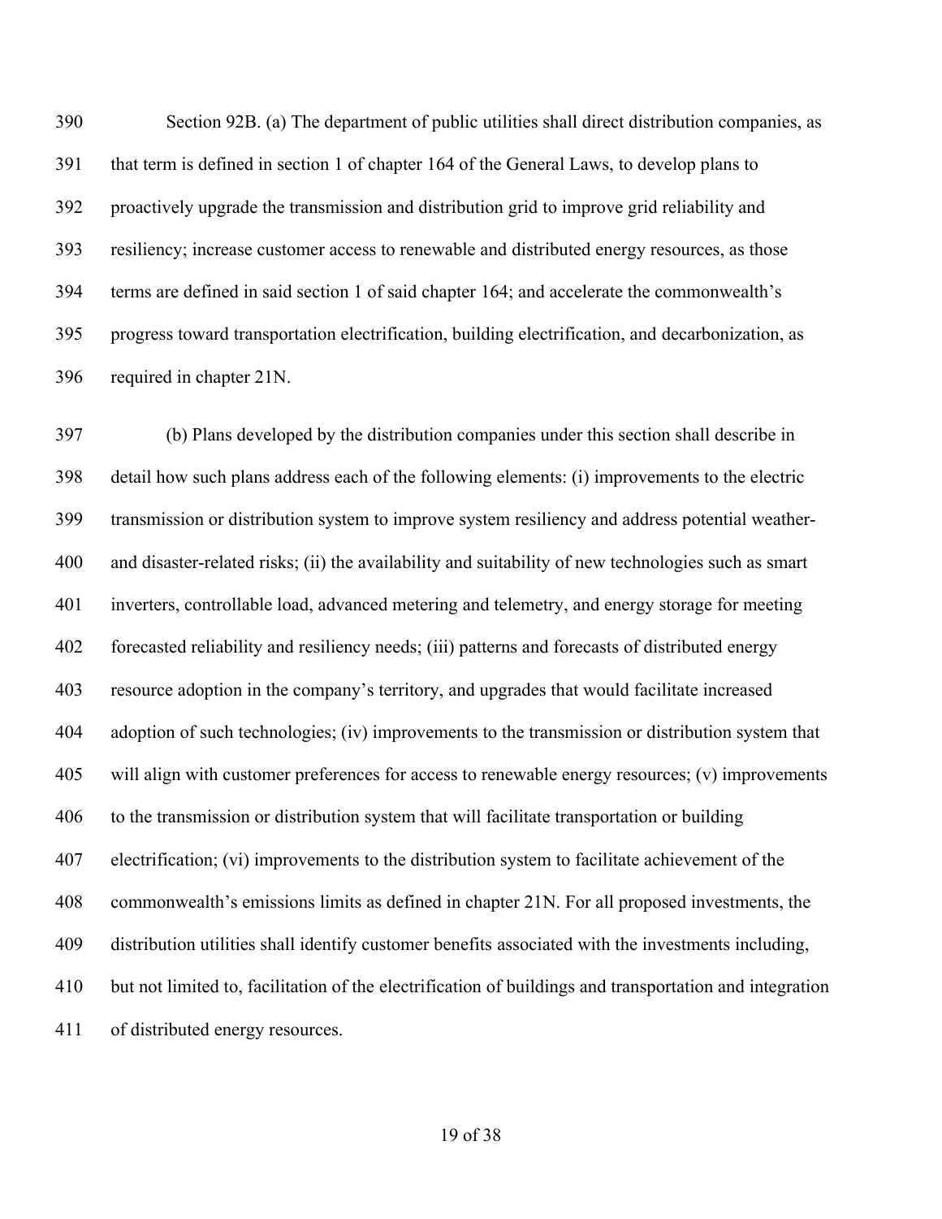Section 92B. (a) The department of public utilities shall direct distribution companies, as that term is defined in section 1 of chapter 164 of the General Laws, to develop plans to proactively upgrade the transmission and distribution grid to improve grid reliability and resiliency; increase customer access to renewable and distributed energy resources, as those terms are defined in said section 1 of said chapter 164; and accelerate the commonwealth's progress toward transportation electrification, building electrification, and decarbonization, as required in chapter 21N.

(b) Plans developed by the distribution companies under this section shall describe in detail how such plans address each of the following elements: (i) improvements to the electric transmission or distribution system to improve system resiliency and address potential weather- and disaster-related risks; (ii) the availability and suitability of new technologies such as smart inverters, controllable load, advanced metering and telemetry, and energy storage for meeting forecasted reliability and resiliency needs; (iii) patterns and forecasts of distributed energy resource adoption in the company's territory, and upgrades that would facilitate increased adoption of such technologies; (iv) improvements to the transmission or distribution system that will align with customer preferences for access to renewable energy resources; (v) improvements to the transmission or distribution system that will facilitate transportation or building electrification; (vi) improvements to the distribution system to facilitate achievement of the commonwealth's emissions limits as defined in chapter 21N. For all proposed investments, the distribution utilities shall identify customer benefits associated with the investments including, but not limited to, facilitation of the electrification of buildings and transportation and integration of distributed energy resources.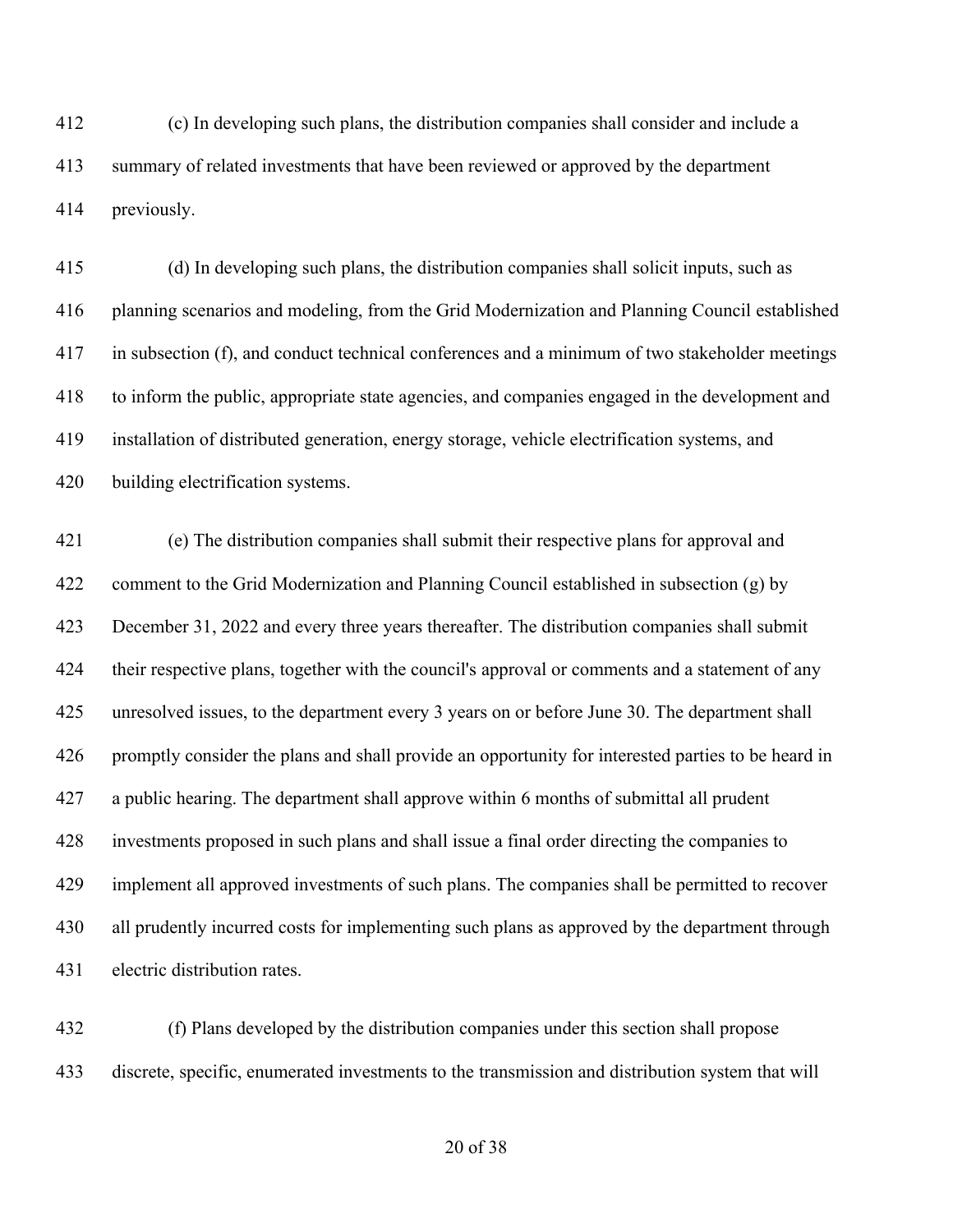(c) In developing such plans, the distribution companies shall consider and include a summary of related investments that have been reviewed or approved by the department previously.

(d) In developing such plans, the distribution companies shall solicit inputs, such as planning scenarios and modeling, from the Grid Modernization and Planning Council established in subsection (f), and conduct technical conferences and a minimum of two stakeholder meetings to inform the public, appropriate state agencies, and companies engaged in the development and installation of distributed generation, energy storage, vehicle electrification systems, and building electrification systems.

(e) The distribution companies shall submit their respective plans for approval and comment to the Grid Modernization and Planning Council established in subsection (g) by December 31, 2022 and every three years thereafter. The distribution companies shall submit their respective plans, together with the council's approval or comments and a statement of any unresolved issues, to the department every 3 years on or before June 30. The department shall promptly consider the plans and shall provide an opportunity for interested parties to be heard in a public hearing. The department shall approve within 6 months of submittal all prudent investments proposed in such plans and shall issue a final order directing the companies to implement all approved investments of such plans. The companies shall be permitted to recover all prudently incurred costs for implementing such plans as approved by the department through electric distribution rates.

(f) Plans developed by the distribution companies under this section shall propose discrete, specific, enumerated investments to the transmission and distribution system that will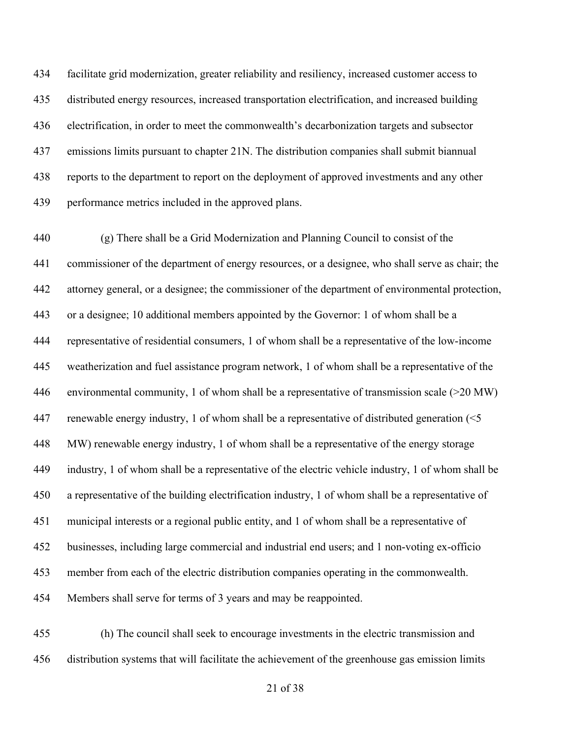facilitate grid modernization, greater reliability and resiliency, increased customer access to distributed energy resources, increased transportation electrification, and increased building electrification, in order to meet the commonwealth's decarbonization targets and subsector emissions limits pursuant to chapter 21N. The distribution companies shall submit biannual reports to the department to report on the deployment of approved investments and any other performance metrics included in the approved plans.

(g) There shall be a Grid Modernization and Planning Council to consist of the commissioner of the department of energy resources, or a designee, who shall serve as chair; the attorney general, or a designee; the commissioner of the department of environmental protection, or a designee; 10 additional members appointed by the Governor: 1 of whom shall be a representative of residential consumers, 1 of whom shall be a representative of the low-income weatherization and fuel assistance program network, 1 of whom shall be a representative of the environmental community, 1 of whom shall be a representative of transmission scale (>20 MW) renewable energy industry, 1 of whom shall be a representative of distributed generation (<5 MW) renewable energy industry, 1 of whom shall be a representative of the energy storage industry, 1 of whom shall be a representative of the electric vehicle industry, 1 of whom shall be a representative of the building electrification industry, 1 of whom shall be a representative of municipal interests or a regional public entity, and 1 of whom shall be a representative of businesses, including large commercial and industrial end users; and 1 non-voting ex-officio member from each of the electric distribution companies operating in the commonwealth. Members shall serve for terms of 3 years and may be reappointed.

(h) The council shall seek to encourage investments in the electric transmission and distribution systems that will facilitate the achievement of the greenhouse gas emission limits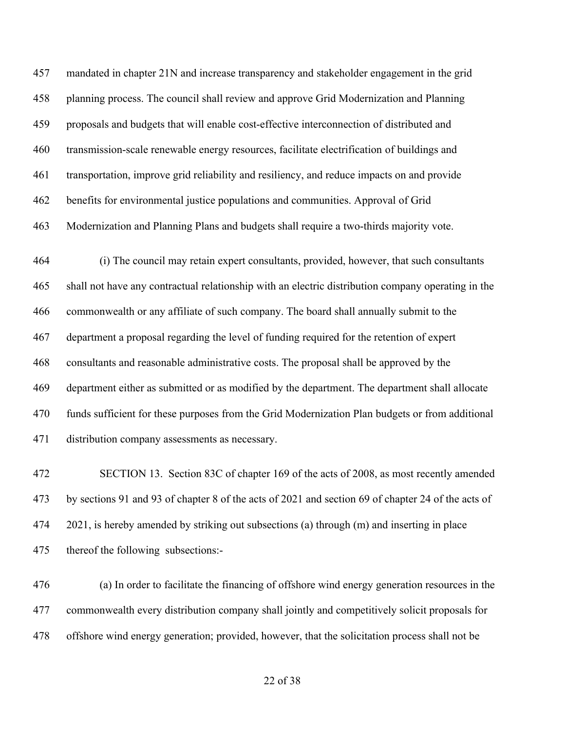457 mandated in chapter 21N and increase transparency and stakeholder engagement in the grid
458 planning process. The council shall review and approve Grid Modernization and Planning
459 proposals and budgets that will enable cost-effective interconnection of distributed and
460 transmission-scale renewable energy resources, facilitate electrification of buildings and
461 transportation, improve grid reliability and resiliency, and reduce impacts on and provide
462 benefits for environmental justice populations and communities. Approval of Grid
463 Modernization and Planning Plans and budgets shall require a two-thirds majority vote.

464 (i) The council may retain expert consultants, provided, however, that such consultants
465 shall not have any contractual relationship with an electric distribution company operating in the
466 commonwealth or any affiliate of such company. The board shall annually submit to the
467 department a proposal regarding the level of funding required for the retention of expert
468 consultants and reasonable administrative costs. The proposal shall be approved by the
469 department either as submitted or as modified by the department. The department shall allocate
470 funds sufficient for these purposes from the Grid Modernization Plan budgets or from additional
471 distribution company assessments as necessary.

472 SECTION 13. Section 83C of chapter 169 of the acts of 2008, as most recently amended
473 by sections 91 and 93 of chapter 8 of the acts of 2021 and section 69 of chapter 24 of the acts of
474 2021, is hereby amended by striking out subsections (a) through (m) and inserting in place
475 thereof the following subsections:-

476 (a) In order to facilitate the financing of offshore wind energy generation resources in the
477 commonwealth every distribution company shall jointly and competitively solicit proposals for
478 offshore wind energy generation; provided, however, that the solicitation process shall not be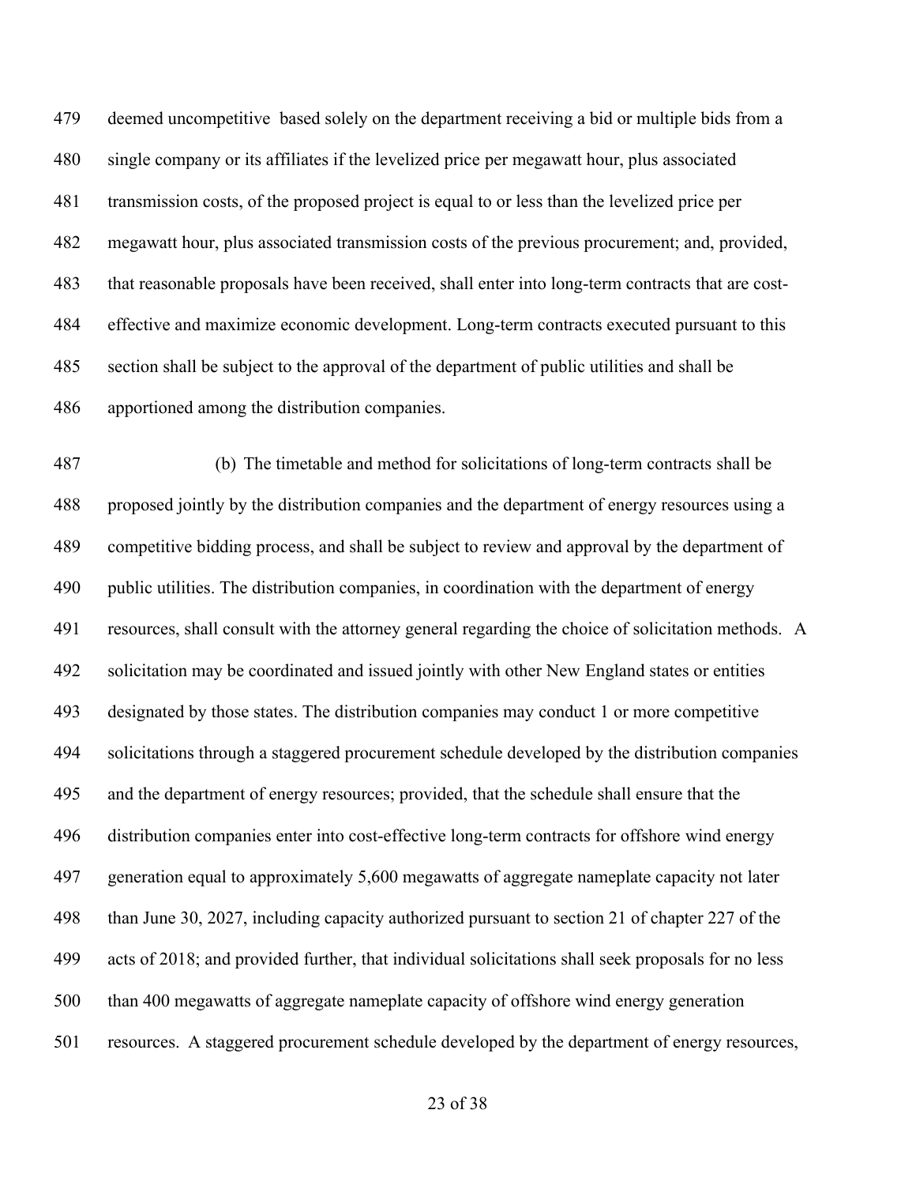479 deemed uncompetitive based solely on the department receiving a bid or multiple bids from a
480 single company or its affiliates if the levelized price per megawatt hour, plus associated
481 transmission costs, of the proposed project is equal to or less than the levelized price per
482 megawatt hour, plus associated transmission costs of the previous procurement; and, provided,
483 that reasonable proposals have been received, shall enter into long-term contracts that are cost-
484 effective and maximize economic development. Long-term contracts executed pursuant to this
485 section shall be subject to the approval of the department of public utilities and shall be
486 apportioned among the distribution companies.

487 (b) The timetable and method for solicitations of long-term contracts shall be
488 proposed jointly by the distribution companies and the department of energy resources using a
489 competitive bidding process, and shall be subject to review and approval by the department of
490 public utilities. The distribution companies, in coordination with the department of energy
491 resources, shall consult with the attorney general regarding the choice of solicitation methods. A
492 solicitation may be coordinated and issued jointly with other New England states or entities
493 designated by those states. The distribution companies may conduct 1 or more competitive
494 solicitations through a staggered procurement schedule developed by the distribution companies
495 and the department of energy resources; provided, that the schedule shall ensure that the
496 distribution companies enter into cost-effective long-term contracts for offshore wind energy
497 generation equal to approximately 5,600 megawatts of aggregate nameplate capacity not later
498 than June 30, 2027, including capacity authorized pursuant to section 21 of chapter 227 of the
499 acts of 2018; and provided further, that individual solicitations shall seek proposals for no less
500 than 400 megawatts of aggregate nameplate capacity of offshore wind energy generation
501 resources. A staggered procurement schedule developed by the department of energy resources,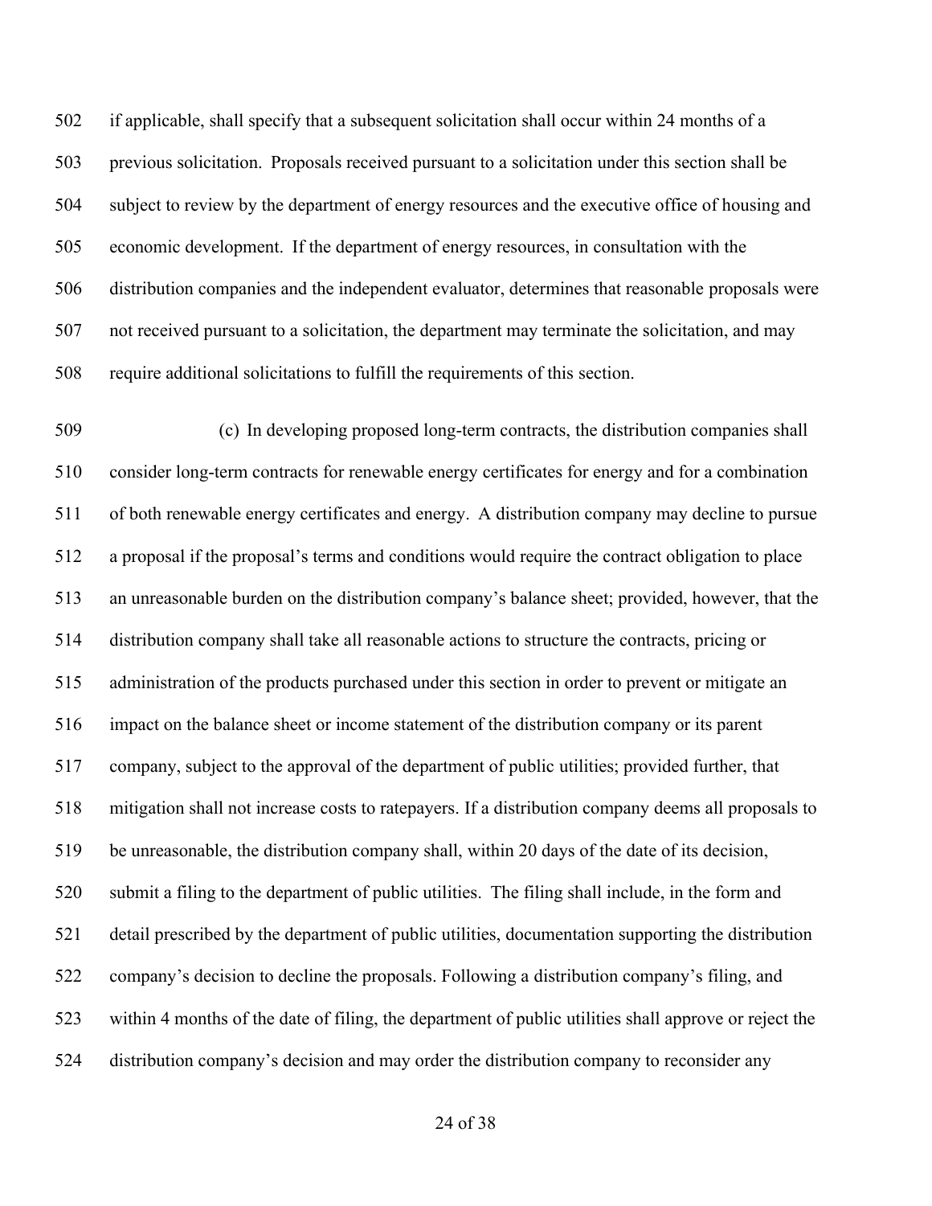if applicable, shall specify that a subsequent solicitation shall occur within 24 months of a previous solicitation. Proposals received pursuant to a solicitation under this section shall be subject to review by the department of energy resources and the executive office of housing and economic development. If the department of energy resources, in consultation with the distribution companies and the independent evaluator, determines that reasonable proposals were not received pursuant to a solicitation, the department may terminate the solicitation, and may require additional solicitations to fulfill the requirements of this section.

(c) In developing proposed long-term contracts, the distribution companies shall consider long-term contracts for renewable energy certificates for energy and for a combination of both renewable energy certificates and energy. A distribution company may decline to pursue a proposal if the proposal's terms and conditions would require the contract obligation to place an unreasonable burden on the distribution company's balance sheet; provided, however, that the distribution company shall take all reasonable actions to structure the contracts, pricing or administration of the products purchased under this section in order to prevent or mitigate an impact on the balance sheet or income statement of the distribution company or its parent company, subject to the approval of the department of public utilities; provided further, that mitigation shall not increase costs to ratepayers. If a distribution company deems all proposals to be unreasonable, the distribution company shall, within 20 days of the date of its decision, submit a filing to the department of public utilities. The filing shall include, in the form and detail prescribed by the department of public utilities, documentation supporting the distribution company's decision to decline the proposals. Following a distribution company's filing, and within 4 months of the date of filing, the department of public utilities shall approve or reject the distribution company's decision and may order the distribution company to reconsider any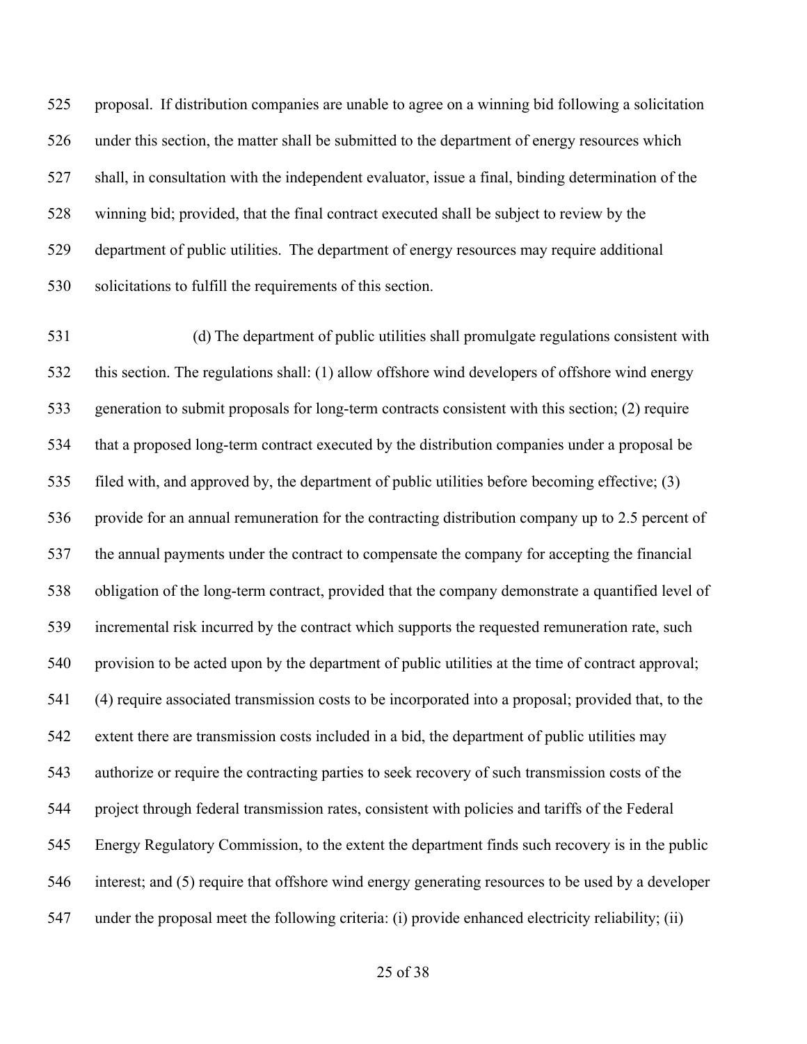proposal. If distribution companies are unable to agree on a winning bid following a solicitation under this section, the matter shall be submitted to the department of energy resources which shall, in consultation with the independent evaluator, issue a final, binding determination of the winning bid; provided, that the final contract executed shall be subject to review by the department of public utilities. The department of energy resources may require additional solicitations to fulfill the requirements of this section.

(d) The department of public utilities shall promulgate regulations consistent with this section. The regulations shall: (1) allow offshore wind developers of offshore wind energy generation to submit proposals for long-term contracts consistent with this section; (2) require that a proposed long-term contract executed by the distribution companies under a proposal be filed with, and approved by, the department of public utilities before becoming effective; (3) provide for an annual remuneration for the contracting distribution company up to 2.5 percent of the annual payments under the contract to compensate the company for accepting the financial obligation of the long-term contract, provided that the company demonstrate a quantified level of incremental risk incurred by the contract which supports the requested remuneration rate, such provision to be acted upon by the department of public utilities at the time of contract approval; (4) require associated transmission costs to be incorporated into a proposal; provided that, to the extent there are transmission costs included in a bid, the department of public utilities may authorize or require the contracting parties to seek recovery of such transmission costs of the project through federal transmission rates, consistent with policies and tariffs of the Federal Energy Regulatory Commission, to the extent the department finds such recovery is in the public interest; and (5) require that offshore wind energy generating resources to be used by a developer under the proposal meet the following criteria: (i) provide enhanced electricity reliability; (ii)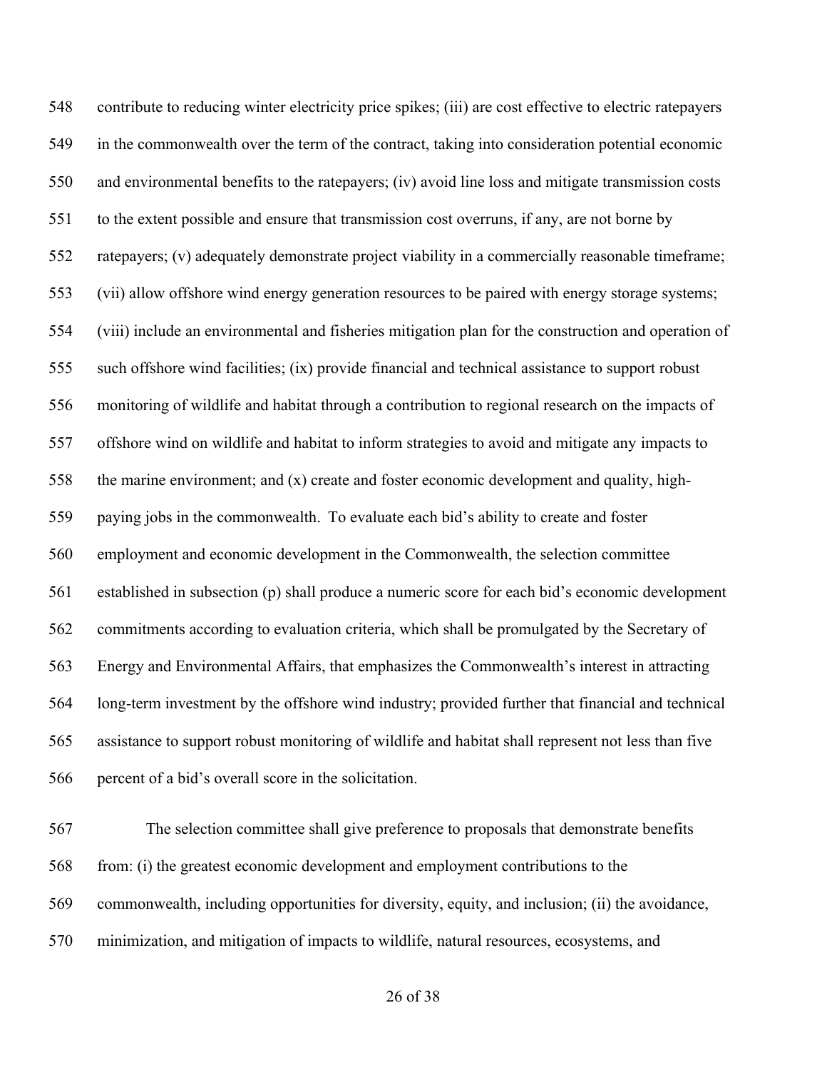contribute to reducing winter electricity price spikes; (iii) are cost effective to electric ratepayers in the commonwealth over the term of the contract, taking into consideration potential economic and environmental benefits to the ratepayers; (iv) avoid line loss and mitigate transmission costs to the extent possible and ensure that transmission cost overruns, if any, are not borne by ratepayers; (v) adequately demonstrate project viability in a commercially reasonable timeframe; (vii) allow offshore wind energy generation resources to be paired with energy storage systems; (viii) include an environmental and fisheries mitigation plan for the construction and operation of such offshore wind facilities; (ix) provide financial and technical assistance to support robust monitoring of wildlife and habitat through a contribution to regional research on the impacts of offshore wind on wildlife and habitat to inform strategies to avoid and mitigate any impacts to the marine environment; and (x) create and foster economic development and quality, high-paying jobs in the commonwealth. To evaluate each bid's ability to create and foster employment and economic development in the Commonwealth, the selection committee established in subsection (p) shall produce a numeric score for each bid's economic development commitments according to evaluation criteria, which shall be promulgated by the Secretary of Energy and Environmental Affairs, that emphasizes the Commonwealth's interest in attracting long-term investment by the offshore wind industry; provided further that financial and technical assistance to support robust monitoring of wildlife and habitat shall represent not less than five percent of a bid's overall score in the solicitation.

The selection committee shall give preference to proposals that demonstrate benefits from: (i) the greatest economic development and employment contributions to the commonwealth, including opportunities for diversity, equity, and inclusion; (ii) the avoidance, minimization, and mitigation of impacts to wildlife, natural resources, ecosystems, and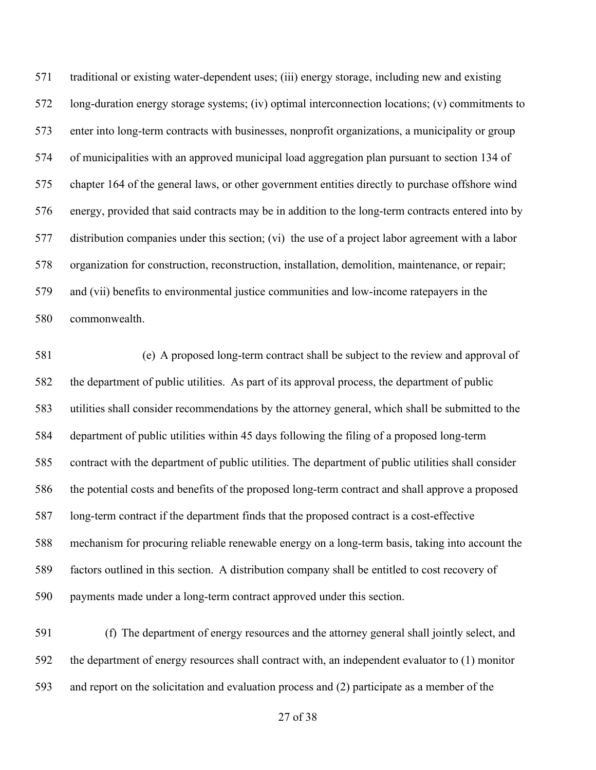traditional or existing water-dependent uses; (iii) energy storage, including new and existing long-duration energy storage systems; (iv) optimal interconnection locations; (v) commitments to enter into long-term contracts with businesses, nonprofit organizations, a municipality or group of municipalities with an approved municipal load aggregation plan pursuant to section 134 of chapter 164 of the general laws, or other government entities directly to purchase offshore wind energy, provided that said contracts may be in addition to the long-term contracts entered into by distribution companies under this section; (vi) the use of a project labor agreement with a labor organization for construction, reconstruction, installation, demolition, maintenance, or repair; and (vii) benefits to environmental justice communities and low-income ratepayers in the commonwealth.

(e) A proposed long-term contract shall be subject to the review and approval of the department of public utilities. As part of its approval process, the department of public utilities shall consider recommendations by the attorney general, which shall be submitted to the department of public utilities within 45 days following the filing of a proposed long-term contract with the department of public utilities. The department of public utilities shall consider the potential costs and benefits of the proposed long-term contract and shall approve a proposed long-term contract if the department finds that the proposed contract is a cost-effective mechanism for procuring reliable renewable energy on a long-term basis, taking into account the factors outlined in this section. A distribution company shall be entitled to cost recovery of payments made under a long-term contract approved under this section.

(f) The department of energy resources and the attorney general shall jointly select, and the department of energy resources shall contract with, an independent evaluator to (1) monitor and report on the solicitation and evaluation process and (2) participate as a member of the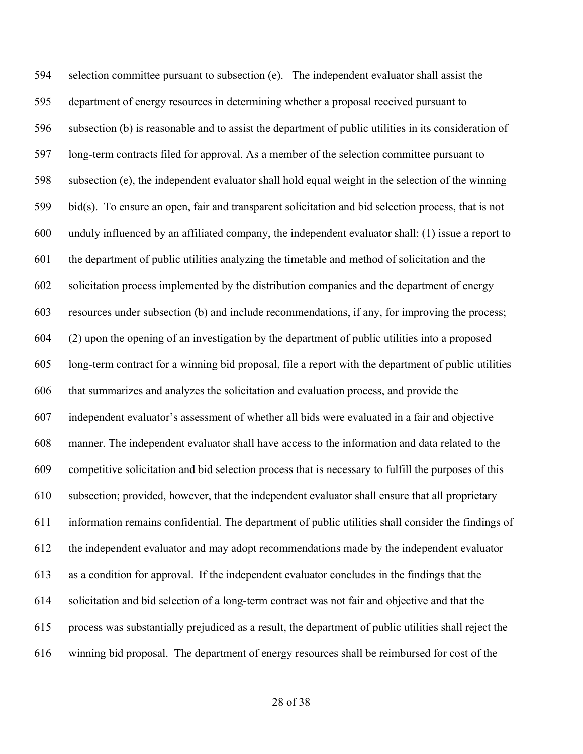selection committee pursuant to subsection (e). The independent evaluator shall assist the department of energy resources in determining whether a proposal received pursuant to subsection (b) is reasonable and to assist the department of public utilities in its consideration of long-term contracts filed for approval. As a member of the selection committee pursuant to subsection (e), the independent evaluator shall hold equal weight in the selection of the winning bid(s). To ensure an open, fair and transparent solicitation and bid selection process, that is not unduly influenced by an affiliated company, the independent evaluator shall: (1) issue a report to the department of public utilities analyzing the timetable and method of solicitation and the solicitation process implemented by the distribution companies and the department of energy resources under subsection (b) and include recommendations, if any, for improving the process; (2) upon the opening of an investigation by the department of public utilities into a proposed long-term contract for a winning bid proposal, file a report with the department of public utilities that summarizes and analyzes the solicitation and evaluation process, and provide the independent evaluator's assessment of whether all bids were evaluated in a fair and objective manner. The independent evaluator shall have access to the information and data related to the competitive solicitation and bid selection process that is necessary to fulfill the purposes of this subsection; provided, however, that the independent evaluator shall ensure that all proprietary information remains confidential. The department of public utilities shall consider the findings of the independent evaluator and may adopt recommendations made by the independent evaluator as a condition for approval. If the independent evaluator concludes in the findings that the solicitation and bid selection of a long-term contract was not fair and objective and that the process was substantially prejudiced as a result, the department of public utilities shall reject the winning bid proposal. The department of energy resources shall be reimbursed for cost of the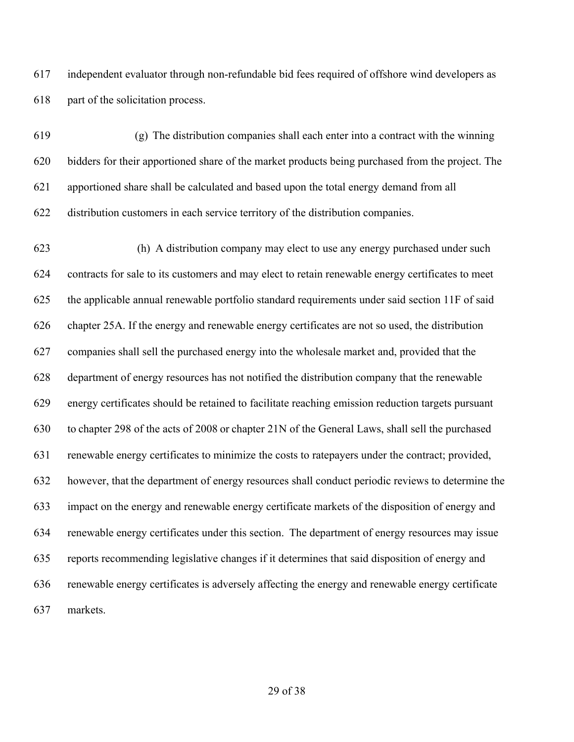independent evaluator through non-refundable bid fees required of offshore wind developers as part of the solicitation process.

(g) The distribution companies shall each enter into a contract with the winning bidders for their apportioned share of the market products being purchased from the project. The apportioned share shall be calculated and based upon the total energy demand from all distribution customers in each service territory of the distribution companies.

(h) A distribution company may elect to use any energy purchased under such contracts for sale to its customers and may elect to retain renewable energy certificates to meet the applicable annual renewable portfolio standard requirements under said section 11F of said chapter 25A. If the energy and renewable energy certificates are not so used, the distribution companies shall sell the purchased energy into the wholesale market and, provided that the department of energy resources has not notified the distribution company that the renewable energy certificates should be retained to facilitate reaching emission reduction targets pursuant to chapter 298 of the acts of 2008 or chapter 21N of the General Laws, shall sell the purchased renewable energy certificates to minimize the costs to ratepayers under the contract; provided, however, that the department of energy resources shall conduct periodic reviews to determine the impact on the energy and renewable energy certificate markets of the disposition of energy and renewable energy certificates under this section. The department of energy resources may issue reports recommending legislative changes if it determines that said disposition of energy and renewable energy certificates is adversely affecting the energy and renewable energy certificate markets.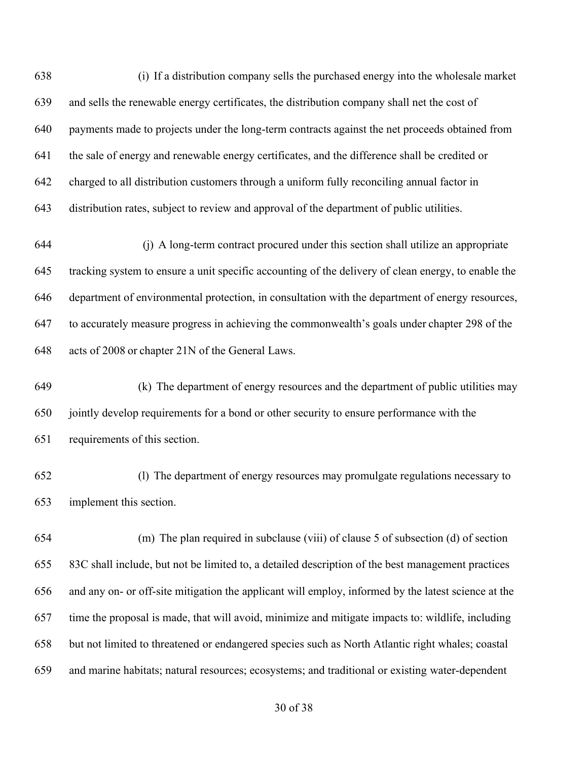(i) If a distribution company sells the purchased energy into the wholesale market and sells the renewable energy certificates, the distribution company shall net the cost of payments made to projects under the long-term contracts against the net proceeds obtained from the sale of energy and renewable energy certificates, and the difference shall be credited or charged to all distribution customers through a uniform fully reconciling annual factor in distribution rates, subject to review and approval of the department of public utilities.

(j) A long-term contract procured under this section shall utilize an appropriate tracking system to ensure a unit specific accounting of the delivery of clean energy, to enable the department of environmental protection, in consultation with the department of energy resources, to accurately measure progress in achieving the commonwealth's goals under chapter 298 of the acts of 2008 or chapter 21N of the General Laws.

(k) The department of energy resources and the department of public utilities may jointly develop requirements for a bond or other security to ensure performance with the requirements of this section.

(l) The department of energy resources may promulgate regulations necessary to implement this section.

(m) The plan required in subclause (viii) of clause 5 of subsection (d) of section 83C shall include, but not be limited to, a detailed description of the best management practices and any on- or off-site mitigation the applicant will employ, informed by the latest science at the time the proposal is made, that will avoid, minimize and mitigate impacts to: wildlife, including but not limited to threatened or endangered species such as North Atlantic right whales; coastal and marine habitats; natural resources; ecosystems; and traditional or existing water-dependent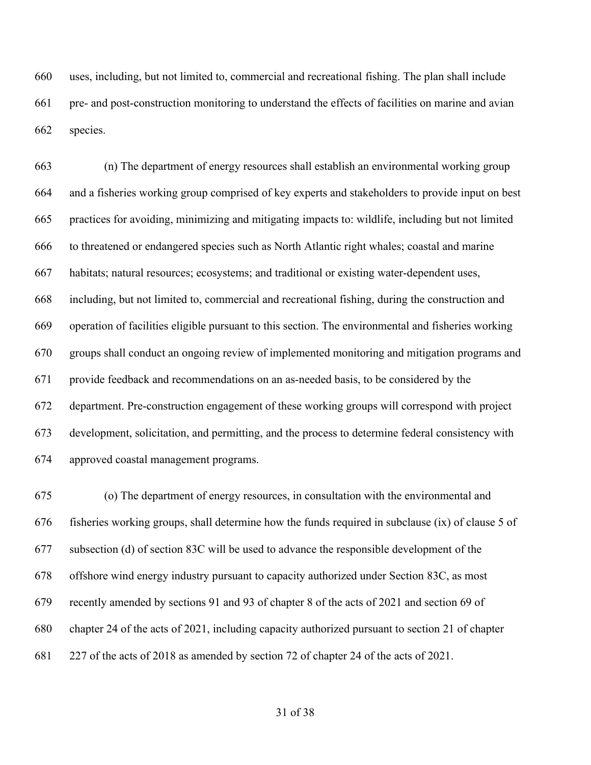uses, including, but not limited to, commercial and recreational fishing. The plan shall include pre- and post-construction monitoring to understand the effects of facilities on marine and avian species.

(n) The department of energy resources shall establish an environmental working group and a fisheries working group comprised of key experts and stakeholders to provide input on best practices for avoiding, minimizing and mitigating impacts to: wildlife, including but not limited to threatened or endangered species such as North Atlantic right whales; coastal and marine habitats; natural resources; ecosystems; and traditional or existing water-dependent uses, including, but not limited to, commercial and recreational fishing, during the construction and operation of facilities eligible pursuant to this section. The environmental and fisheries working groups shall conduct an ongoing review of implemented monitoring and mitigation programs and provide feedback and recommendations on an as-needed basis, to be considered by the department. Pre-construction engagement of these working groups will correspond with project development, solicitation, and permitting, and the process to determine federal consistency with approved coastal management programs.

(o) The department of energy resources, in consultation with the environmental and fisheries working groups, shall determine how the funds required in subclause (ix) of clause 5 of subsection (d) of section 83C will be used to advance the responsible development of the offshore wind energy industry pursuant to capacity authorized under Section 83C, as most recently amended by sections 91 and 93 of chapter 8 of the acts of 2021 and section 69 of chapter 24 of the acts of 2021, including capacity authorized pursuant to section 21 of chapter 227 of the acts of 2018 as amended by section 72 of chapter 24 of the acts of 2021.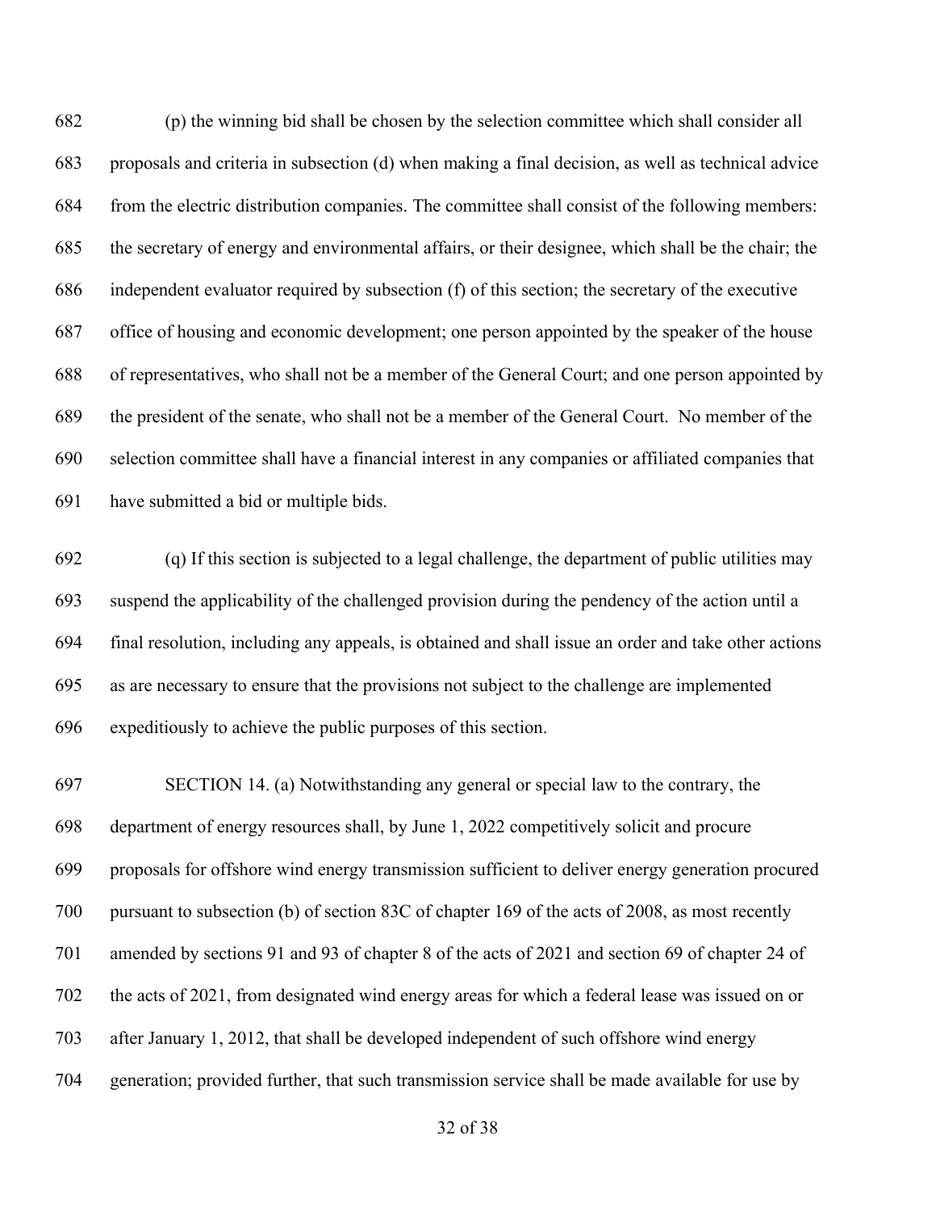682 (p) the winning bid shall be chosen by the selection committee which shall consider all
683 proposals and criteria in subsection (d) when making a final decision, as well as technical advice
684 from the electric distribution companies. The committee shall consist of the following members:
685 the secretary of energy and environmental affairs, or their designee, which shall be the chair; the
686 independent evaluator required by subsection (f) of this section; the secretary of the executive
687 office of housing and economic development; one person appointed by the speaker of the house
688 of representatives, who shall not be a member of the General Court; and one person appointed by
689 the president of the senate, who shall not be a member of the General Court. No member of the
690 selection committee shall have a financial interest in any companies or affiliated companies that
691 have submitted a bid or multiple bids.

692 (q) If this section is subjected to a legal challenge, the department of public utilities may
693 suspend the applicability of the challenged provision during the pendency of the action until a
694 final resolution, including any appeals, is obtained and shall issue an order and take other actions
695 as are necessary to ensure that the provisions not subject to the challenge are implemented
696 expeditiously to achieve the public purposes of this section.

697 SECTION 14. (a) Notwithstanding any general or special law to the contrary, the
698 department of energy resources shall, by June 1, 2022 competitively solicit and procure
699 proposals for offshore wind energy transmission sufficient to deliver energy generation procured
700 pursuant to subsection (b) of section 83C of chapter 169 of the acts of 2008, as most recently
701 amended by sections 91 and 93 of chapter 8 of the acts of 2021 and section 69 of chapter 24 of
702 the acts of 2021, from designated wind energy areas for which a federal lease was issued on or
703 after January 1, 2012, that shall be developed independent of such offshore wind energy
704 generation; provided further, that such transmission service shall be made available for use by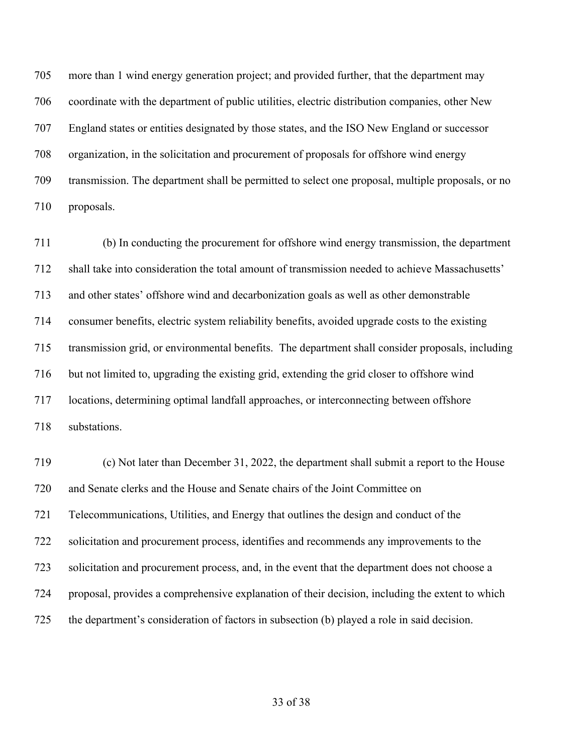more than 1 wind energy generation project; and provided further, that the department may coordinate with the department of public utilities, electric distribution companies, other New England states or entities designated by those states, and the ISO New England or successor organization, in the solicitation and procurement of proposals for offshore wind energy transmission. The department shall be permitted to select one proposal, multiple proposals, or no proposals.

(b) In conducting the procurement for offshore wind energy transmission, the department shall take into consideration the total amount of transmission needed to achieve Massachusetts' and other states' offshore wind and decarbonization goals as well as other demonstrable consumer benefits, electric system reliability benefits, avoided upgrade costs to the existing transmission grid, or environmental benefits. The department shall consider proposals, including but not limited to, upgrading the existing grid, extending the grid closer to offshore wind locations, determining optimal landfall approaches, or interconnecting between offshore substations.

(c) Not later than December 31, 2022, the department shall submit a report to the House and Senate clerks and the House and Senate chairs of the Joint Committee on Telecommunications, Utilities, and Energy that outlines the design and conduct of the solicitation and procurement process, identifies and recommends any improvements to the solicitation and procurement process, and, in the event that the department does not choose a proposal, provides a comprehensive explanation of their decision, including the extent to which the department's consideration of factors in subsection (b) played a role in said decision.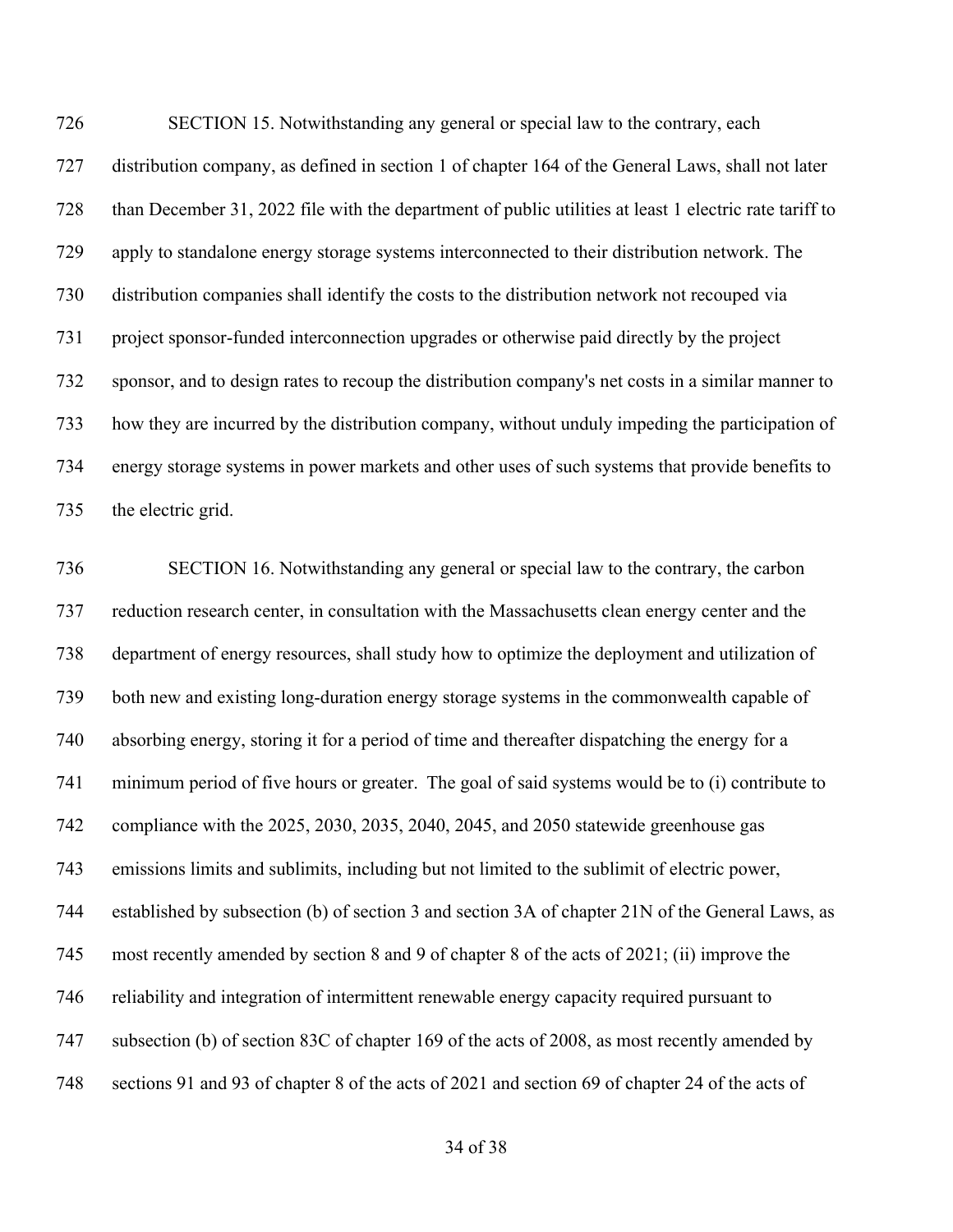SECTION 15. Notwithstanding any general or special law to the contrary, each distribution company, as defined in section 1 of chapter 164 of the General Laws, shall not later than December 31, 2022 file with the department of public utilities at least 1 electric rate tariff to apply to standalone energy storage systems interconnected to their distribution network. The distribution companies shall identify the costs to the distribution network not recouped via project sponsor-funded interconnection upgrades or otherwise paid directly by the project sponsor, and to design rates to recoup the distribution company's net costs in a similar manner to how they are incurred by the distribution company, without unduly impeding the participation of energy storage systems in power markets and other uses of such systems that provide benefits to the electric grid.

SECTION 16. Notwithstanding any general or special law to the contrary, the carbon reduction research center, in consultation with the Massachusetts clean energy center and the department of energy resources, shall study how to optimize the deployment and utilization of both new and existing long-duration energy storage systems in the commonwealth capable of absorbing energy, storing it for a period of time and thereafter dispatching the energy for a minimum period of five hours or greater. The goal of said systems would be to (i) contribute to compliance with the 2025, 2030, 2035, 2040, 2045, and 2050 statewide greenhouse gas emissions limits and sublimits, including but not limited to the sublimit of electric power, established by subsection (b) of section 3 and section 3A of chapter 21N of the General Laws, as most recently amended by section 8 and 9 of chapter 8 of the acts of 2021; (ii) improve the reliability and integration of intermittent renewable energy capacity required pursuant to subsection (b) of section 83C of chapter 169 of the acts of 2008, as most recently amended by sections 91 and 93 of chapter 8 of the acts of 2021 and section 69 of chapter 24 of the acts of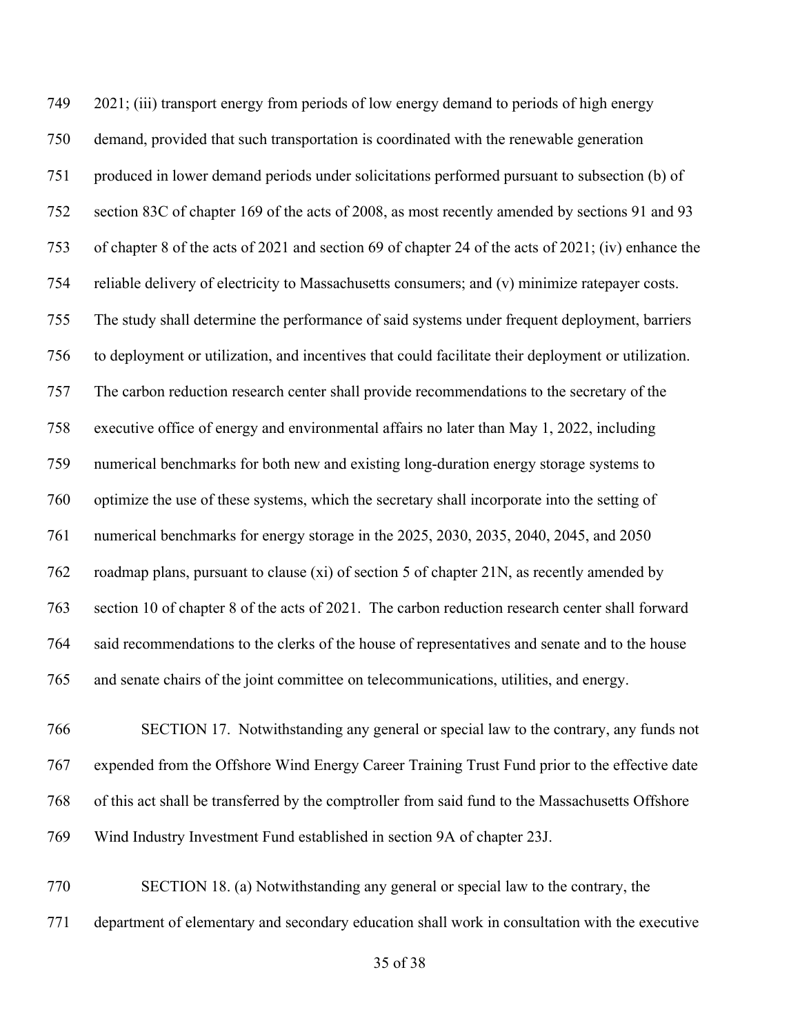2021; (iii) transport energy from periods of low energy demand to periods of high energy demand, provided that such transportation is coordinated with the renewable generation produced in lower demand periods under solicitations performed pursuant to subsection (b) of section 83C of chapter 169 of the acts of 2008, as most recently amended by sections 91 and 93 of chapter 8 of the acts of 2021 and section 69 of chapter 24 of the acts of 2021; (iv) enhance the reliable delivery of electricity to Massachusetts consumers; and (v) minimize ratepayer costs. The study shall determine the performance of said systems under frequent deployment, barriers to deployment or utilization, and incentives that could facilitate their deployment or utilization. The carbon reduction research center shall provide recommendations to the secretary of the executive office of energy and environmental affairs no later than May 1, 2022, including numerical benchmarks for both new and existing long-duration energy storage systems to optimize the use of these systems, which the secretary shall incorporate into the setting of numerical benchmarks for energy storage in the 2025, 2030, 2035, 2040, 2045, and 2050 roadmap plans, pursuant to clause (xi) of section 5 of chapter 21N, as recently amended by section 10 of chapter 8 of the acts of 2021. The carbon reduction research center shall forward said recommendations to the clerks of the house of representatives and senate and to the house and senate chairs of the joint committee on telecommunications, utilities, and energy.

SECTION 17. Notwithstanding any general or special law to the contrary, any funds not expended from the Offshore Wind Energy Career Training Trust Fund prior to the effective date of this act shall be transferred by the comptroller from said fund to the Massachusetts Offshore Wind Industry Investment Fund established in section 9A of chapter 23J.

SECTION 18. (a) Notwithstanding any general or special law to the contrary, the department of elementary and secondary education shall work in consultation with the executive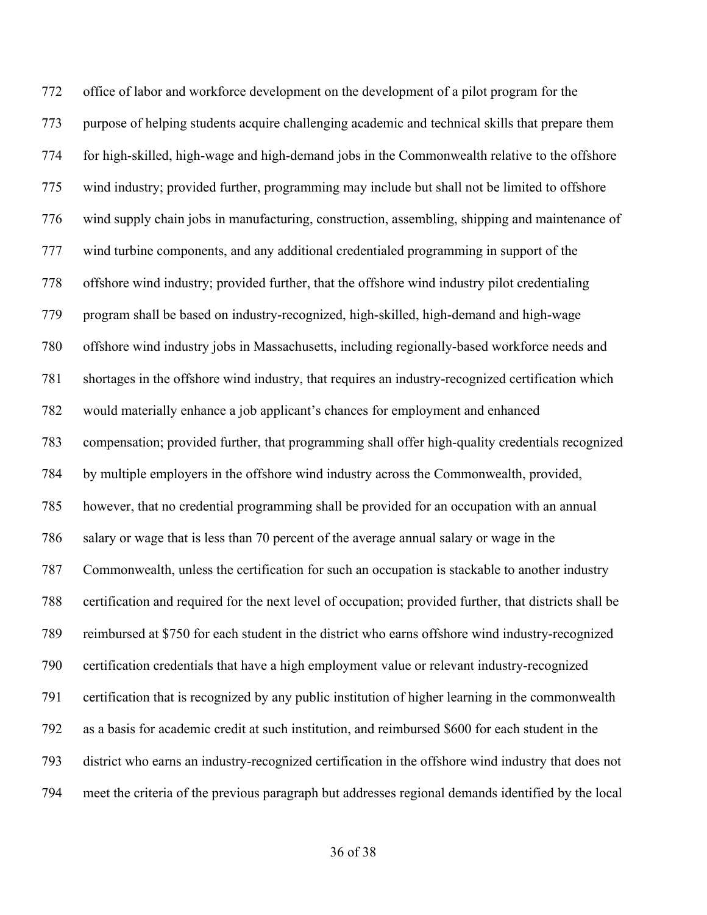office of labor and workforce development on the development of a pilot program for the purpose of helping students acquire challenging academic and technical skills that prepare them for high-skilled, high-wage and high-demand jobs in the Commonwealth relative to the offshore wind industry; provided further, programming may include but shall not be limited to offshore wind supply chain jobs in manufacturing, construction, assembling, shipping and maintenance of wind turbine components, and any additional credentialed programming in support of the offshore wind industry; provided further, that the offshore wind industry pilot credentialing program shall be based on industry-recognized, high-skilled, high-demand and high-wage offshore wind industry jobs in Massachusetts, including regionally-based workforce needs and shortages in the offshore wind industry, that requires an industry-recognized certification which would materially enhance a job applicant's chances for employment and enhanced compensation; provided further, that programming shall offer high-quality credentials recognized by multiple employers in the offshore wind industry across the Commonwealth, provided, however, that no credential programming shall be provided for an occupation with an annual salary or wage that is less than 70 percent of the average annual salary or wage in the Commonwealth, unless the certification for such an occupation is stackable to another industry certification and required for the next level of occupation; provided further, that districts shall be reimbursed at $750 for each student in the district who earns offshore wind industry-recognized certification credentials that have a high employment value or relevant industry-recognized certification that is recognized by any public institution of higher learning in the commonwealth as a basis for academic credit at such institution, and reimbursed $600 for each student in the district who earns an industry-recognized certification in the offshore wind industry that does not meet the criteria of the previous paragraph but addresses regional demands identified by the local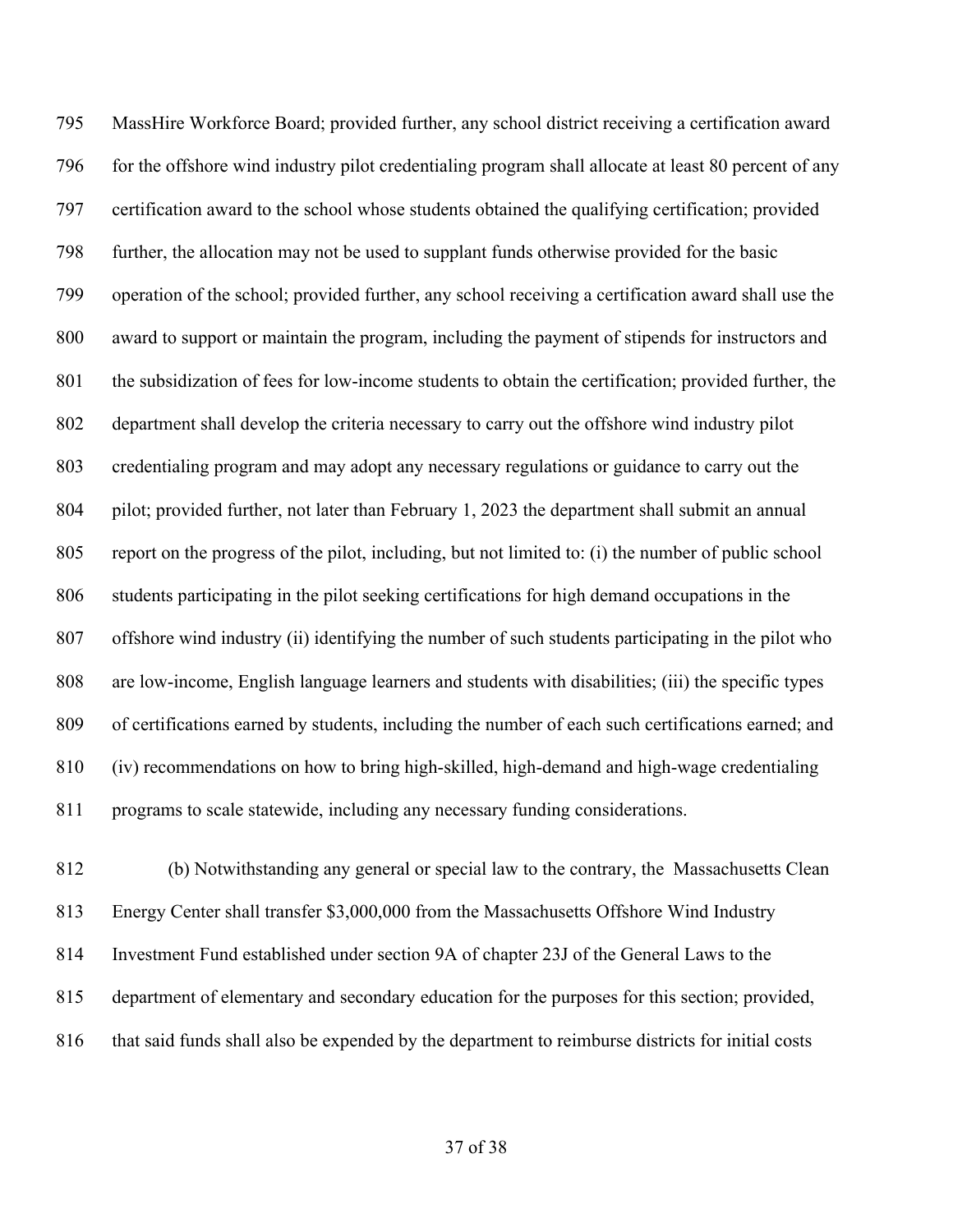MassHire Workforce Board; provided further, any school district receiving a certification award for the offshore wind industry pilot credentialing program shall allocate at least 80 percent of any certification award to the school whose students obtained the qualifying certification; provided further, the allocation may not be used to supplant funds otherwise provided for the basic operation of the school; provided further, any school receiving a certification award shall use the award to support or maintain the program, including the payment of stipends for instructors and the subsidization of fees for low-income students to obtain the certification; provided further, the department shall develop the criteria necessary to carry out the offshore wind industry pilot credentialing program and may adopt any necessary regulations or guidance to carry out the pilot; provided further, not later than February 1, 2023 the department shall submit an annual report on the progress of the pilot, including, but not limited to: (i) the number of public school students participating in the pilot seeking certifications for high demand occupations in the offshore wind industry (ii) identifying the number of such students participating in the pilot who are low-income, English language learners and students with disabilities; (iii) the specific types of certifications earned by students, including the number of each such certifications earned; and (iv) recommendations on how to bring high-skilled, high-demand and high-wage credentialing programs to scale statewide, including any necessary funding considerations.

(b) Notwithstanding any general or special law to the contrary, the Massachusetts Clean Energy Center shall transfer $3,000,000 from the Massachusetts Offshore Wind Industry Investment Fund established under section 9A of chapter 23J of the General Laws to the department of elementary and secondary education for the purposes for this section; provided, that said funds shall also be expended by the department to reimburse districts for initial costs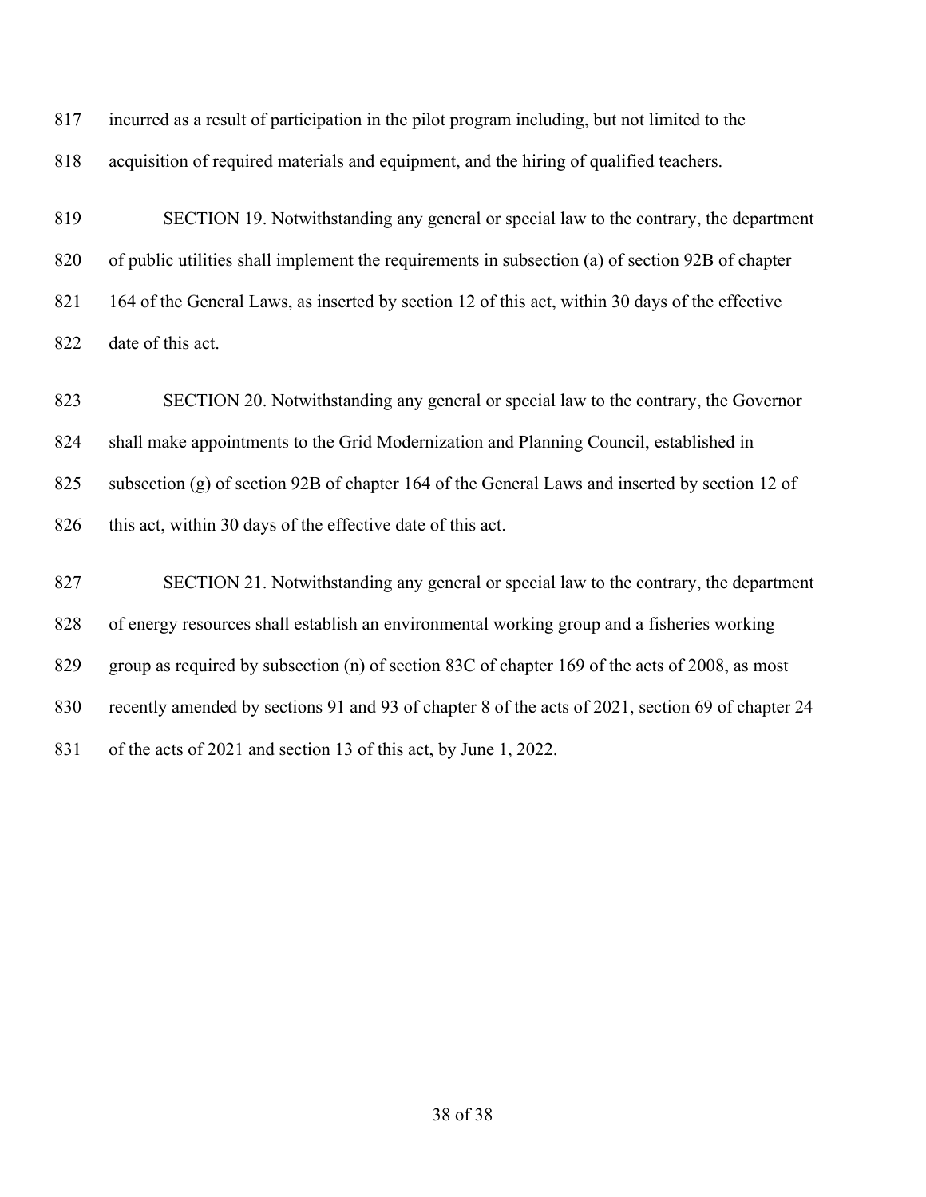incurred as a result of participation in the pilot program including, but not limited to the acquisition of required materials and equipment, and the hiring of qualified teachers.

SECTION 19. Notwithstanding any general or special law to the contrary, the department of public utilities shall implement the requirements in subsection (a) of section 92B of chapter 164 of the General Laws, as inserted by section 12 of this act, within 30 days of the effective date of this act.

SECTION 20. Notwithstanding any general or special law to the contrary, the Governor shall make appointments to the Grid Modernization and Planning Council, established in subsection (g) of section 92B of chapter 164 of the General Laws and inserted by section 12 of this act, within 30 days of the effective date of this act.

SECTION 21. Notwithstanding any general or special law to the contrary, the department of energy resources shall establish an environmental working group and a fisheries working group as required by subsection (n) of section 83C of chapter 169 of the acts of 2008, as most recently amended by sections 91 and 93 of chapter 8 of the acts of 2021, section 69 of chapter 24 of the acts of 2021 and section 13 of this act, by June 1, 2022.